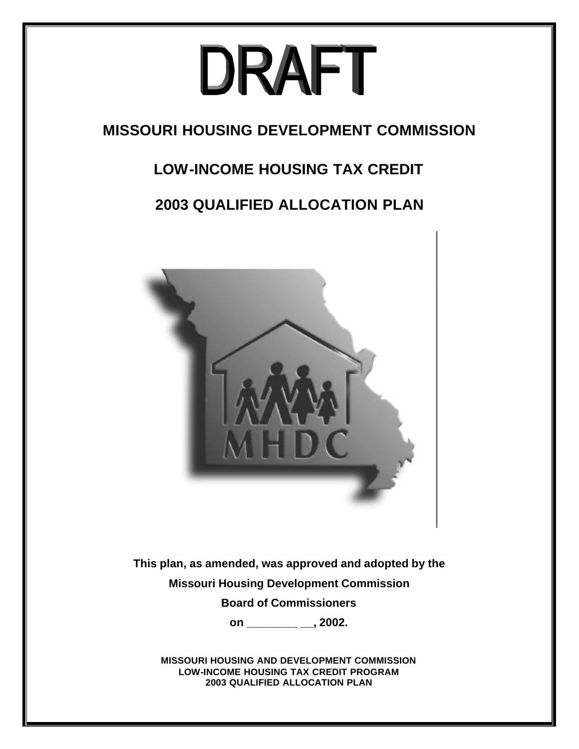# DRAFT

## MISSOURI HOUSING DEVELOPMENT COMMISSION

## LOW-INCOME HOUSING TAX CREDIT

## 2003 QUALIFIED ALLOCATION PLAN

**This plan, as amended, was approved and adopted by the**

**Missouri Housing Development Commission**

**Board of Commissioners**

**on ________ __, 2002.**

**MISSOURI HOUSING AND DEVELOPMENT COMMISSION**
**LOW-INCOME HOUSING TAX CREDIT PROGRAM**
**2003 QUALIFIED ALLOCATION PLAN**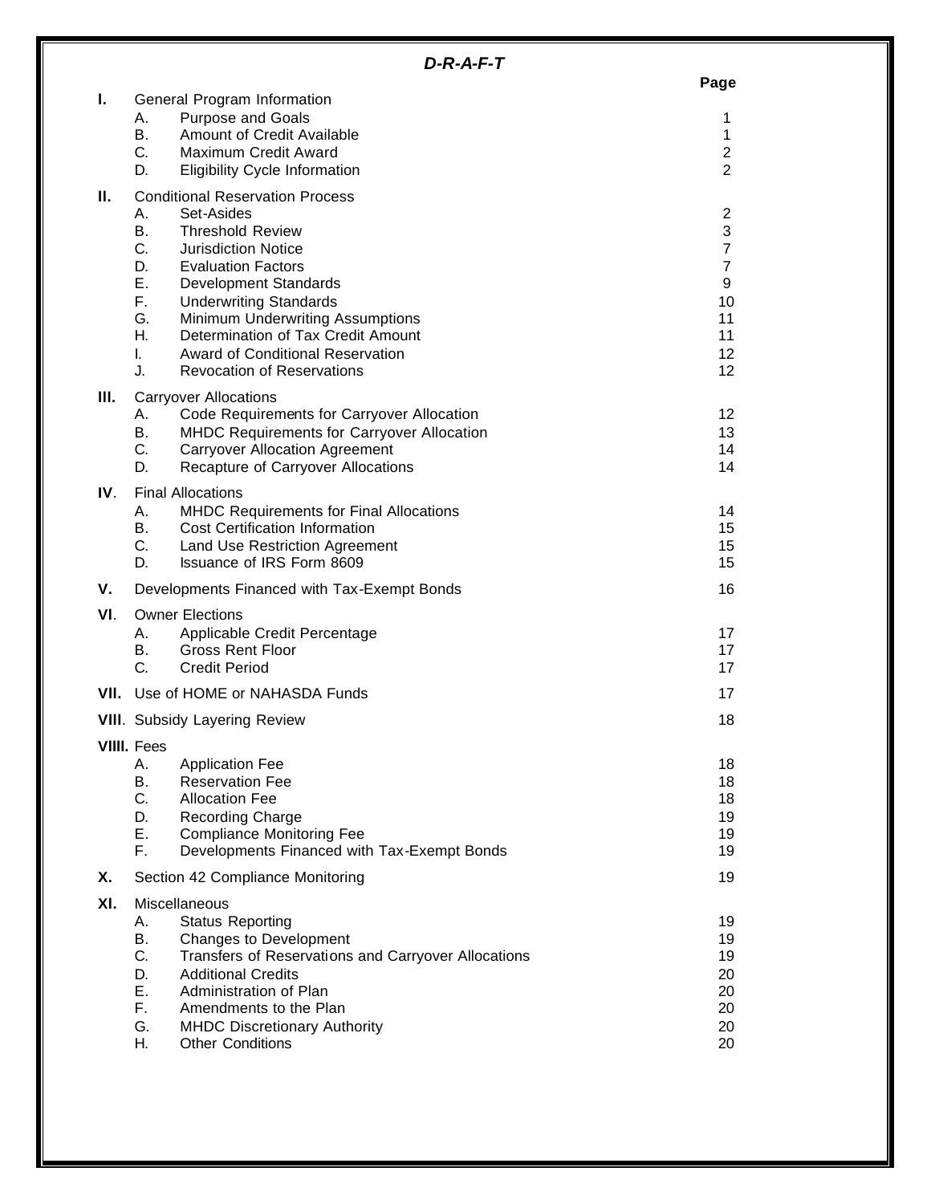***D-R-A-F-T***

| | | Page |
|---|---|---|
| **I.** | General Program Information | |
| | A. Purpose and Goals | 1 |
| | B. Amount of Credit Available | 1 |
| | C. Maximum Credit Award | 2 |
| | D. Eligibility Cycle Information | 2 |
| **II.** | Conditional Reservation Process | |
| | A. Set-Asides | 2 |
| | B. Threshold Review | 3 |
| | C. Jurisdiction Notice | 7 |
| | D. Evaluation Factors | 7 |
| | E. Development Standards | 9 |
| | F. Underwriting Standards | 10 |
| | G. Minimum Underwriting Assumptions | 11 |
| | H. Determination of Tax Credit Amount | 11 |
| | I. Award of Conditional Reservation | 12 |
| | J. Revocation of Reservations | 12 |
| **III.** | Carryover Allocations | |
| | A. Code Requirements for Carryover Allocation | 12 |
| | B. MHDC Requirements for Carryover Allocation | 13 |
| | C. Carryover Allocation Agreement | 14 |
| | D. Recapture of Carryover Allocations | 14 |
| **IV**. | Final Allocations | |
| | A. MHDC Requirements for Final Allocations | 14 |
| | B. Cost Certification Information | 15 |
| | C. Land Use Restriction Agreement | 15 |
| | D. Issuance of IRS Form 8609 | 15 |
| **V.** | Developments Financed with Tax-Exempt Bonds | 16 |
| **VI**. | Owner Elections | |
| | A. Applicable Credit Percentage | 17 |
| | B. Gross Rent Floor | 17 |
| | C. Credit Period | 17 |
| **VII.** | Use of HOME or NAHASDA Funds | 17 |
| **VIII**. | Subsidy Layering Review | 18 |
| **VIIII.** | Fees | |
| | A. Application Fee | 18 |
| | B. Reservation Fee | 18 |
| | C. Allocation Fee | 18 |
| | D. Recording Charge | 19 |
| | E. Compliance Monitoring Fee | 19 |
| | F. Developments Financed with Tax-Exempt Bonds | 19 |
| **X.** | Section 42 Compliance Monitoring | 19 |
| **XI.** | Miscellaneous | |
| | A. Status Reporting | 19 |
| | B. Changes to Development | 19 |
| | C. Transfers of Reservations and Carryover Allocations | 19 |
| | D. Additional Credits | 20 |
| | E. Administration of Plan | 20 |
| | F. Amendments to the Plan | 20 |
| | G. MHDC Discretionary Authority | 20 |
| | H. Other Conditions | 20 |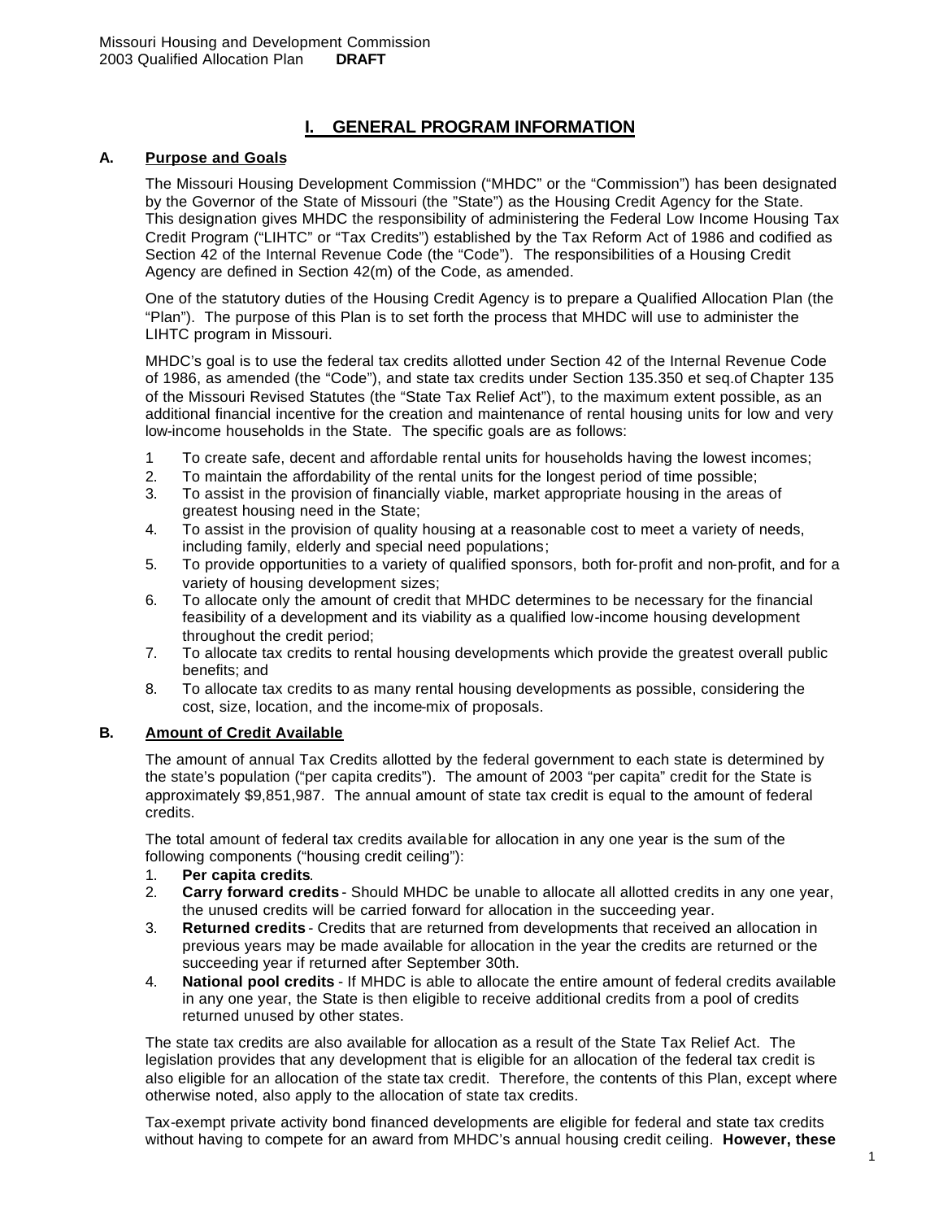# I. GENERAL PROGRAM INFORMATION

## A. Purpose and Goals

The Missouri Housing Development Commission ("MHDC" or the "Commission") has been designated by the Governor of the State of Missouri (the "State") as the Housing Credit Agency for the State. This designation gives MHDC the responsibility of administering the Federal Low Income Housing Tax Credit Program ("LIHTC" or "Tax Credits") established by the Tax Reform Act of 1986 and codified as Section 42 of the Internal Revenue Code (the "Code"). The responsibilities of a Housing Credit Agency are defined in Section 42(m) of the Code, as amended.

One of the statutory duties of the Housing Credit Agency is to prepare a Qualified Allocation Plan (the "Plan"). The purpose of this Plan is to set forth the process that MHDC will use to administer the LIHTC program in Missouri.

MHDC's goal is to use the federal tax credits allotted under Section 42 of the Internal Revenue Code of 1986, as amended (the "Code"), and state tax credits under Section 135.350 et seq.of Chapter 135 of the Missouri Revised Statutes (the "State Tax Relief Act"), to the maximum extent possible, as an additional financial incentive for the creation and maintenance of rental housing units for low and very low-income households in the State. The specific goals are as follows:

1 To create safe, decent and affordable rental units for households having the lowest incomes;
2. To maintain the affordability of the rental units for the longest period of time possible;
3. To assist in the provision of financially viable, market appropriate housing in the areas of greatest housing need in the State;
4. To assist in the provision of quality housing at a reasonable cost to meet a variety of needs, including family, elderly and special need populations;
5. To provide opportunities to a variety of qualified sponsors, both for-profit and non-profit, and for a variety of housing development sizes;
6. To allocate only the amount of credit that MHDC determines to be necessary for the financial feasibility of a development and its viability as a qualified low-income housing development throughout the credit period;
7. To allocate tax credits to rental housing developments which provide the greatest overall public benefits; and
8. To allocate tax credits to as many rental housing developments as possible, considering the cost, size, location, and the income-mix of proposals.

## B. Amount of Credit Available

The amount of annual Tax Credits allotted by the federal government to each state is determined by the state's population ("per capita credits"). The amount of 2003 "per capita" credit for the State is approximately $9,851,987. The annual amount of state tax credit is equal to the amount of federal credits.

The total amount of federal tax credits available for allocation in any one year is the sum of the following components ("housing credit ceiling"):

1. **Per capita credits**.
2. **Carry forward credits** - Should MHDC be unable to allocate all allotted credits in any one year, the unused credits will be carried forward for allocation in the succeeding year.
3. **Returned credits** - Credits that are returned from developments that received an allocation in previous years may be made available for allocation in the year the credits are returned or the succeeding year if returned after September 30th.
4. **National pool credits** - If MHDC is able to allocate the entire amount of federal credits available in any one year, the State is then eligible to receive additional credits from a pool of credits returned unused by other states.

The state tax credits are also available for allocation as a result of the State Tax Relief Act. The legislation provides that any development that is eligible for an allocation of the federal tax credit is also eligible for an allocation of the state tax credit. Therefore, the contents of this Plan, except where otherwise noted, also apply to the allocation of state tax credits.

Tax-exempt private activity bond financed developments are eligible for federal and state tax credits without having to compete for an award from MHDC's annual housing credit ceiling. **However, these**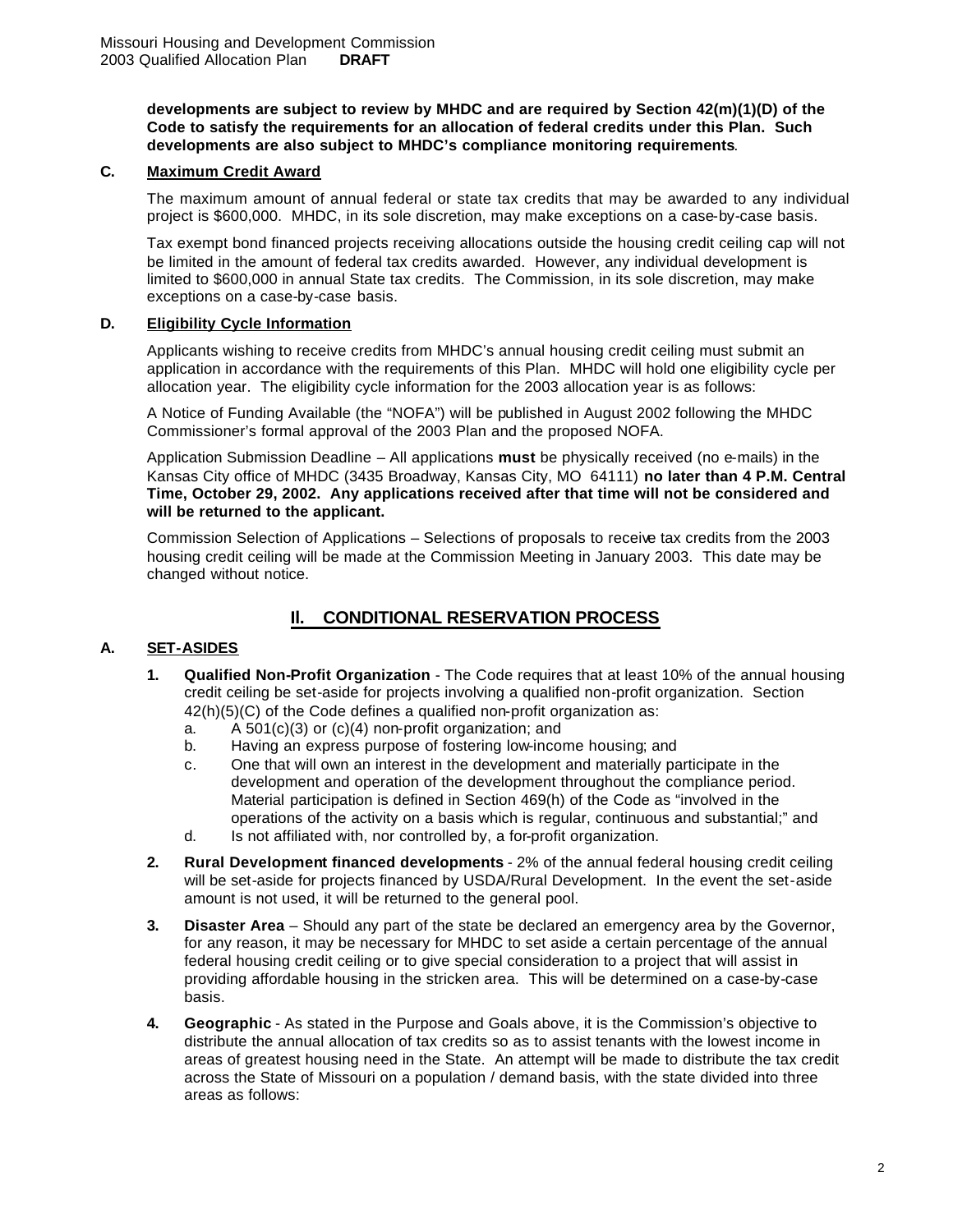**developments are subject to review by MHDC and are required by Section 42(m)(1)(D) of the Code to satisfy the requirements for an allocation of federal credits under this Plan. Such developments are also subject to MHDC's compliance monitoring requirements**.

### C. Maximum Credit Award

The maximum amount of annual federal or state tax credits that may be awarded to any individual project is $600,000. MHDC, in its sole discretion, may make exceptions on a case-by-case basis.

Tax exempt bond financed projects receiving allocations outside the housing credit ceiling cap will not be limited in the amount of federal tax credits awarded. However, any individual development is limited to $600,000 in annual State tax credits. The Commission, in its sole discretion, may make exceptions on a case-by-case basis.

### D. Eligibility Cycle Information

Applicants wishing to receive credits from MHDC's annual housing credit ceiling must submit an application in accordance with the requirements of this Plan. MHDC will hold one eligibility cycle per allocation year. The eligibility cycle information for the 2003 allocation year is as follows:

A Notice of Funding Available (the "NOFA") will be published in August 2002 following the MHDC Commissioner's formal approval of the 2003 Plan and the proposed NOFA.

Application Submission Deadline – All applications **must** be physically received (no e-mails) in the Kansas City office of MHDC (3435 Broadway, Kansas City, MO 64111) **no later than 4 P.M. Central Time, October 29, 2002. Any applications received after that time will not be considered and will be returned to the applicant.**

Commission Selection of Applications – Selections of proposals to receive tax credits from the 2003 housing credit ceiling will be made at the Commission Meeting in January 2003. This date may be changed without notice.

## II. CONDITIONAL RESERVATION PROCESS

### A. SET-ASIDES

1. **Qualified Non-Profit Organization** - The Code requires that at least 10% of the annual housing credit ceiling be set-aside for projects involving a qualified non-profit organization. Section 42(h)(5)(C) of the Code defines a qualified non-profit organization as:
   a. A 501(c)(3) or (c)(4) non-profit organization; and
   b. Having an express purpose of fostering low-income housing; and
   c. One that will own an interest in the development and materially participate in the development and operation of the development throughout the compliance period. Material participation is defined in Section 469(h) of the Code as "involved in the operations of the activity on a basis which is regular, continuous and substantial;" and
   d. Is not affiliated with, nor controlled by, a for-profit organization.

2. **Rural Development financed developments** - 2% of the annual federal housing credit ceiling will be set-aside for projects financed by USDA/Rural Development. In the event the set-aside amount is not used, it will be returned to the general pool.

3. **Disaster Area** – Should any part of the state be declared an emergency area by the Governor, for any reason, it may be necessary for MHDC to set aside a certain percentage of the annual federal housing credit ceiling or to give special consideration to a project that will assist in providing affordable housing in the stricken area. This will be determined on a case-by-case basis.

4. **Geographic** - As stated in the Purpose and Goals above, it is the Commission's objective to distribute the annual allocation of tax credits so as to assist tenants with the lowest income in areas of greatest housing need in the State. An attempt will be made to distribute the tax credit across the State of Missouri on a population / demand basis, with the state divided into three areas as follows: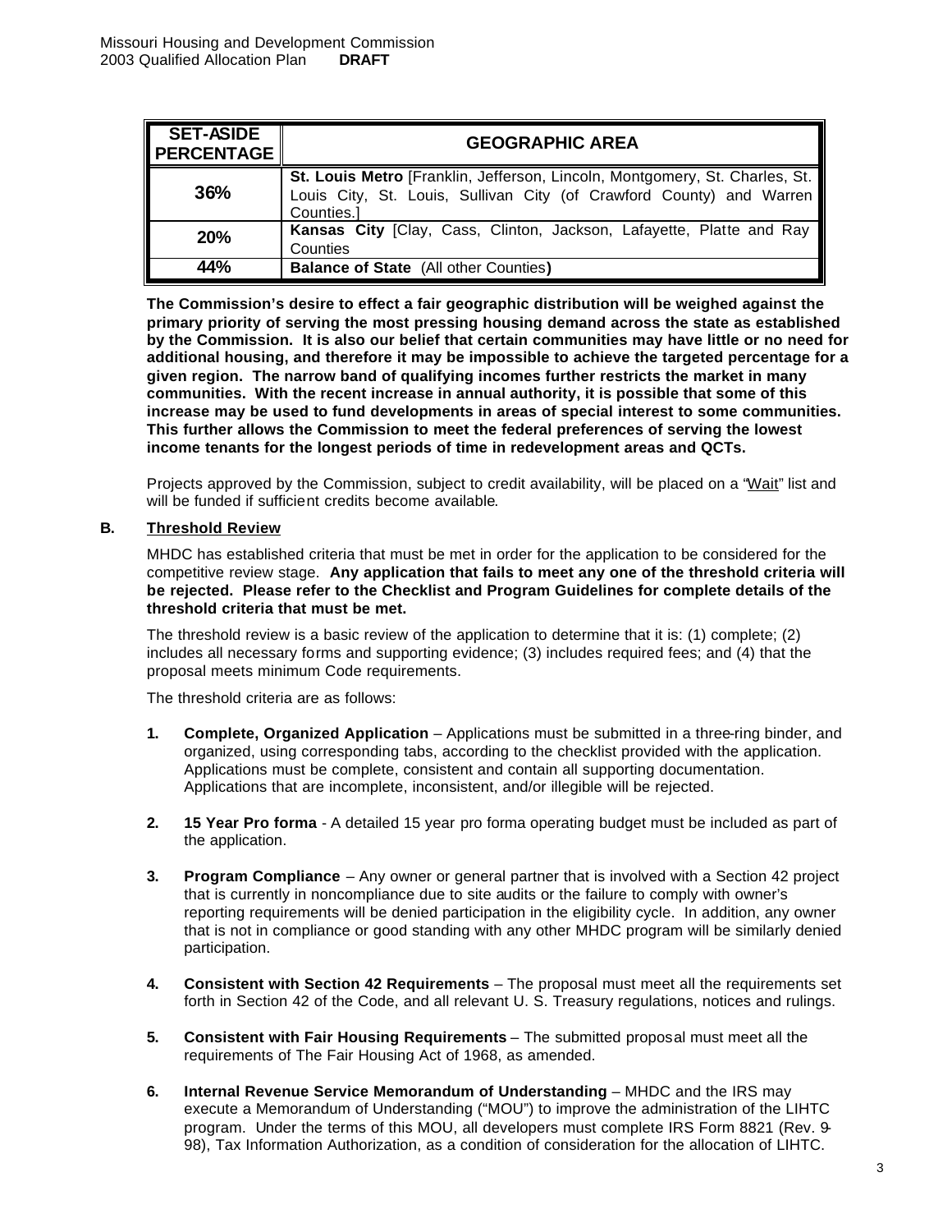| SET-ASIDE PERCENTAGE | GEOGRAPHIC AREA |
|---|---|
| 36% | **St. Louis Metro** [Franklin, Jefferson, Lincoln, Montgomery, St. Charles, St. Louis City, St. Louis, Sullivan City (of Crawford County) and Warren Counties.] |
| 20% | **Kansas City** [Clay, Cass, Clinton, Jackson, Lafayette, Platte and Ray Counties |
| 44% | **Balance of State** (All other Counties**)** |

**The Commission's desire to effect a fair geographic distribution will be weighed against the primary priority of serving the most pressing housing demand across the state as established by the Commission. It is also our belief that certain communities may have little or no need for additional housing, and therefore it may be impossible to achieve the targeted percentage for a given region. The narrow band of qualifying incomes further restricts the market in many communities. With the recent increase in annual authority, it is possible that some of this increase may be used to fund developments in areas of special interest to some communities. This further allows the Commission to meet the federal preferences of serving the lowest income tenants for the longest periods of time in redevelopment areas and QCTs.**

Projects approved by the Commission, subject to credit availability, will be placed on a "Wait" list and will be funded if sufficient credits become available.

## B. Threshold Review

MHDC has established criteria that must be met in order for the application to be considered for the competitive review stage. **Any application that fails to meet any one of the threshold criteria will be rejected. Please refer to the Checklist and Program Guidelines for complete details of the threshold criteria that must be met.**

The threshold review is a basic review of the application to determine that it is: (1) complete; (2) includes all necessary forms and supporting evidence; (3) includes required fees; and (4) that the proposal meets minimum Code requirements.

The threshold criteria are as follows:

1. **Complete, Organized Application** – Applications must be submitted in a three-ring binder, and organized, using corresponding tabs, according to the checklist provided with the application. Applications must be complete, consistent and contain all supporting documentation. Applications that are incomplete, inconsistent, and/or illegible will be rejected.

2. **15 Year Pro forma** - A detailed 15 year pro forma operating budget must be included as part of the application.

3. **Program Compliance** – Any owner or general partner that is involved with a Section 42 project that is currently in noncompliance due to site audits or the failure to comply with owner's reporting requirements will be denied participation in the eligibility cycle. In addition, any owner that is not in compliance or good standing with any other MHDC program will be similarly denied participation.

4. **Consistent with Section 42 Requirements** – The proposal must meet all the requirements set forth in Section 42 of the Code, and all relevant U. S. Treasury regulations, notices and rulings.

5. **Consistent with Fair Housing Requirements** – The submitted proposal must meet all the requirements of The Fair Housing Act of 1968, as amended.

6. **Internal Revenue Service Memorandum of Understanding** – MHDC and the IRS may execute a Memorandum of Understanding ("MOU") to improve the administration of the LIHTC program. Under the terms of this MOU, all developers must complete IRS Form 8821 (Rev. 9-98), Tax Information Authorization, as a condition of consideration for the allocation of LIHTC.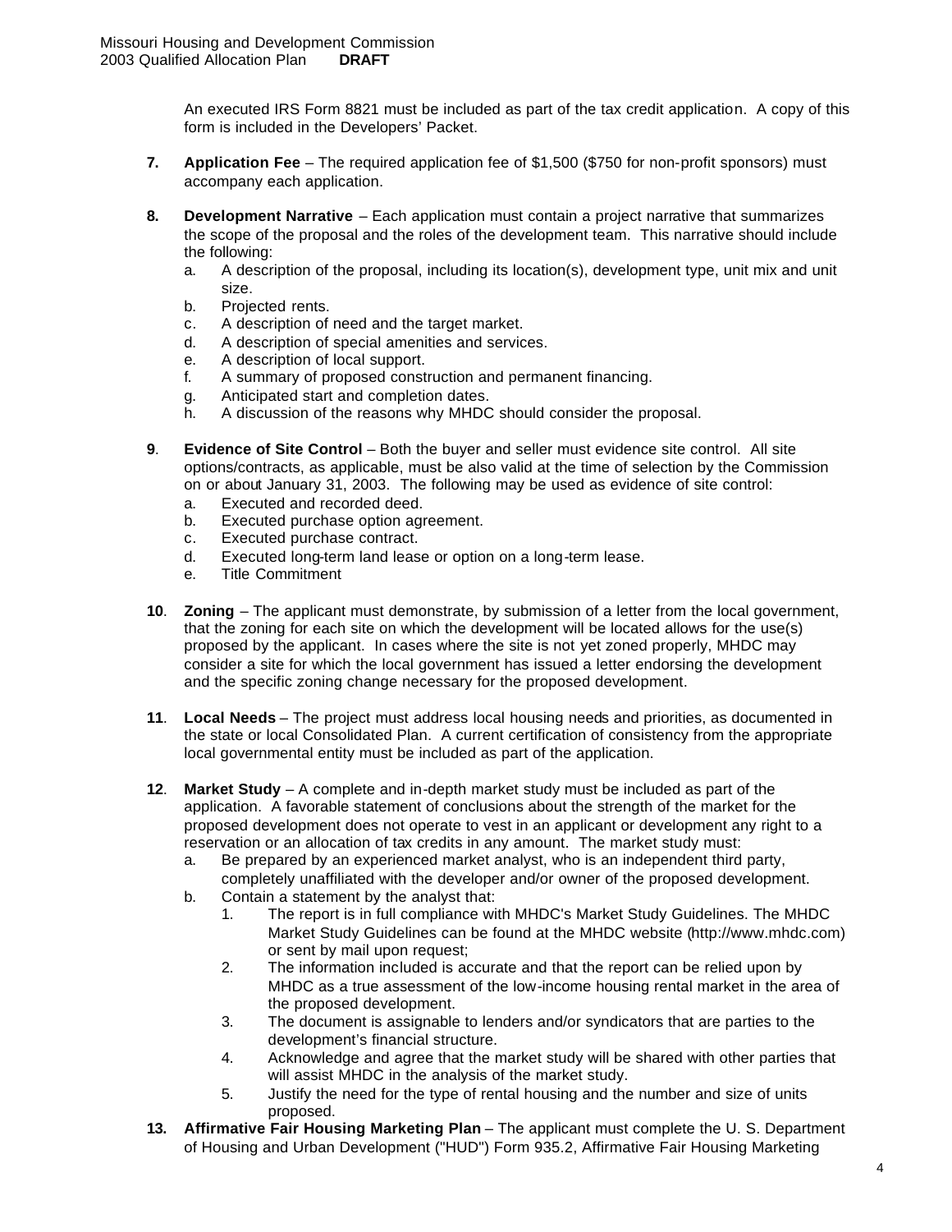An executed IRS Form 8821 must be included as part of the tax credit application. A copy of this form is included in the Developers' Packet.

7. **Application Fee** – The required application fee of $1,500 ($750 for non-profit sponsors) must accompany each application.

8. **Development Narrative** – Each application must contain a project narrative that summarizes the scope of the proposal and the roles of the development team. This narrative should include the following:
   a. A description of the proposal, including its location(s), development type, unit mix and unit size.
   b. Projected rents.
   c. A description of need and the target market.
   d. A description of special amenities and services.
   e. A description of local support.
   f. A summary of proposed construction and permanent financing.
   g. Anticipated start and completion dates.
   h. A discussion of the reasons why MHDC should consider the proposal.

9. **Evidence of Site Control** – Both the buyer and seller must evidence site control. All site options/contracts, as applicable, must be also valid at the time of selection by the Commission on or about January 31, 2003. The following may be used as evidence of site control:
   a. Executed and recorded deed.
   b. Executed purchase option agreement.
   c. Executed purchase contract.
   d. Executed long-term land lease or option on a long-term lease.
   e. Title Commitment

10. **Zoning** – The applicant must demonstrate, by submission of a letter from the local government, that the zoning for each site on which the development will be located allows for the use(s) proposed by the applicant. In cases where the site is not yet zoned properly, MHDC may consider a site for which the local government has issued a letter endorsing the development and the specific zoning change necessary for the proposed development.

11. **Local Needs** – The project must address local housing needs and priorities, as documented in the state or local Consolidated Plan. A current certification of consistency from the appropriate local governmental entity must be included as part of the application.

12. **Market Study** – A complete and in-depth market study must be included as part of the application. A favorable statement of conclusions about the strength of the market for the proposed development does not operate to vest in an applicant or development any right to a reservation or an allocation of tax credits in any amount. The market study must:
   a. Be prepared by an experienced market analyst, who is an independent third party, completely unaffiliated with the developer and/or owner of the proposed development.
   b. Contain a statement by the analyst that:
      1. The report is in full compliance with MHDC's Market Study Guidelines. The MHDC Market Study Guidelines can be found at the MHDC website (http://www.mhdc.com) or sent by mail upon request;
      2. The information included is accurate and that the report can be relied upon by MHDC as a true assessment of the low-income housing rental market in the area of the proposed development.
      3. The document is assignable to lenders and/or syndicators that are parties to the development's financial structure.
      4. Acknowledge and agree that the market study will be shared with other parties that will assist MHDC in the analysis of the market study.
      5. Justify the need for the type of rental housing and the number and size of units proposed.

13. **Affirmative Fair Housing Marketing Plan** – The applicant must complete the U. S. Department of Housing and Urban Development ("HUD") Form 935.2, Affirmative Fair Housing Marketing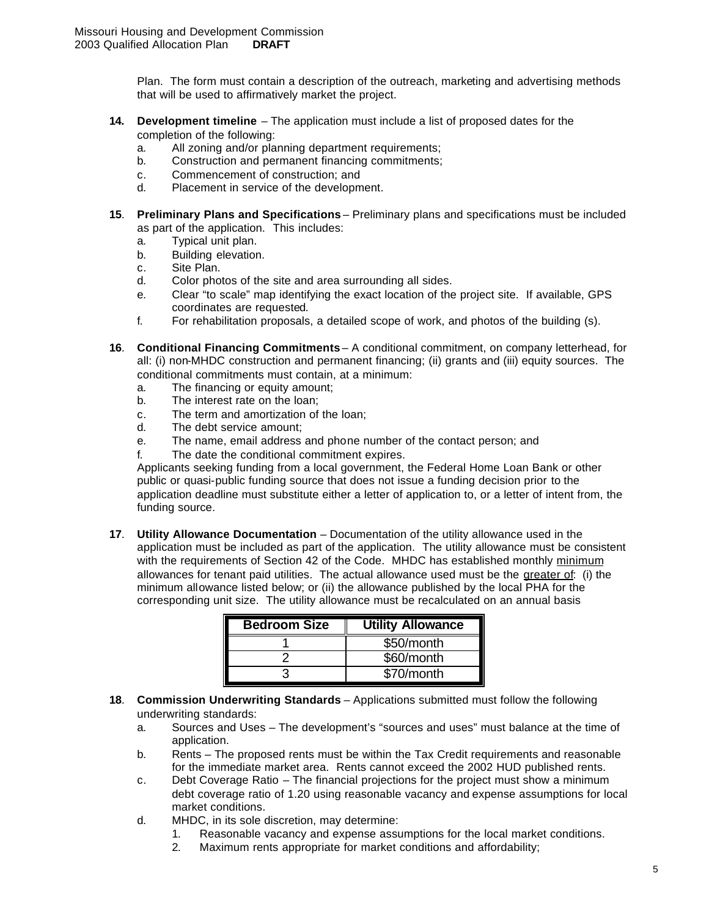Plan. The form must contain a description of the outreach, marketing and advertising methods that will be used to affirmatively market the project.

**14. Development timeline** – The application must include a list of proposed dates for the completion of the following:

a. All zoning and/or planning department requirements;
b. Construction and permanent financing commitments;
c. Commencement of construction; and
d. Placement in service of the development.

**15. Preliminary Plans and Specifications** – Preliminary plans and specifications must be included as part of the application. This includes:

a. Typical unit plan.
b. Building elevation.
c. Site Plan.
d. Color photos of the site and area surrounding all sides.
e. Clear "to scale" map identifying the exact location of the project site. If available, GPS coordinates are requested.
f. For rehabilitation proposals, a detailed scope of work, and photos of the building (s).

**16. Conditional Financing Commitments** – A conditional commitment, on company letterhead, for all: (i) non-MHDC construction and permanent financing; (ii) grants and (iii) equity sources. The conditional commitments must contain, at a minimum:

a. The financing or equity amount;
b. The interest rate on the loan;
c. The term and amortization of the loan;
d. The debt service amount;
e. The name, email address and phone number of the contact person; and
f. The date the conditional commitment expires.

Applicants seeking funding from a local government, the Federal Home Loan Bank or other public or quasi-public funding source that does not issue a funding decision prior to the application deadline must substitute either a letter of application to, or a letter of intent from, the funding source.

**17. Utility Allowance Documentation** – Documentation of the utility allowance used in the application must be included as part of the application. The utility allowance must be consistent with the requirements of Section 42 of the Code. MHDC has established monthly <u>minimum</u> allowances for tenant paid utilities. The actual allowance used must be the <u>greater of</u>: (i) the minimum allowance listed below; or (ii) the allowance published by the local PHA for the corresponding unit size. The utility allowance must be recalculated on an annual basis

| Bedroom Size | Utility Allowance |
|---|---|
| 1 | $50/month |
| 2 | $60/month |
| 3 | $70/month |

**18. Commission Underwriting Standards** – Applications submitted must follow the following underwriting standards:

a. Sources and Uses – The development's "sources and uses" must balance at the time of application.
b. Rents – The proposed rents must be within the Tax Credit requirements and reasonable for the immediate market area. Rents cannot exceed the 2002 HUD published rents.
c. Debt Coverage Ratio – The financial projections for the project must show a minimum debt coverage ratio of 1.20 using reasonable vacancy and expense assumptions for local market conditions.
d. MHDC, in its sole discretion, may determine:
    1. Reasonable vacancy and expense assumptions for the local market conditions.
    2. Maximum rents appropriate for market conditions and affordability;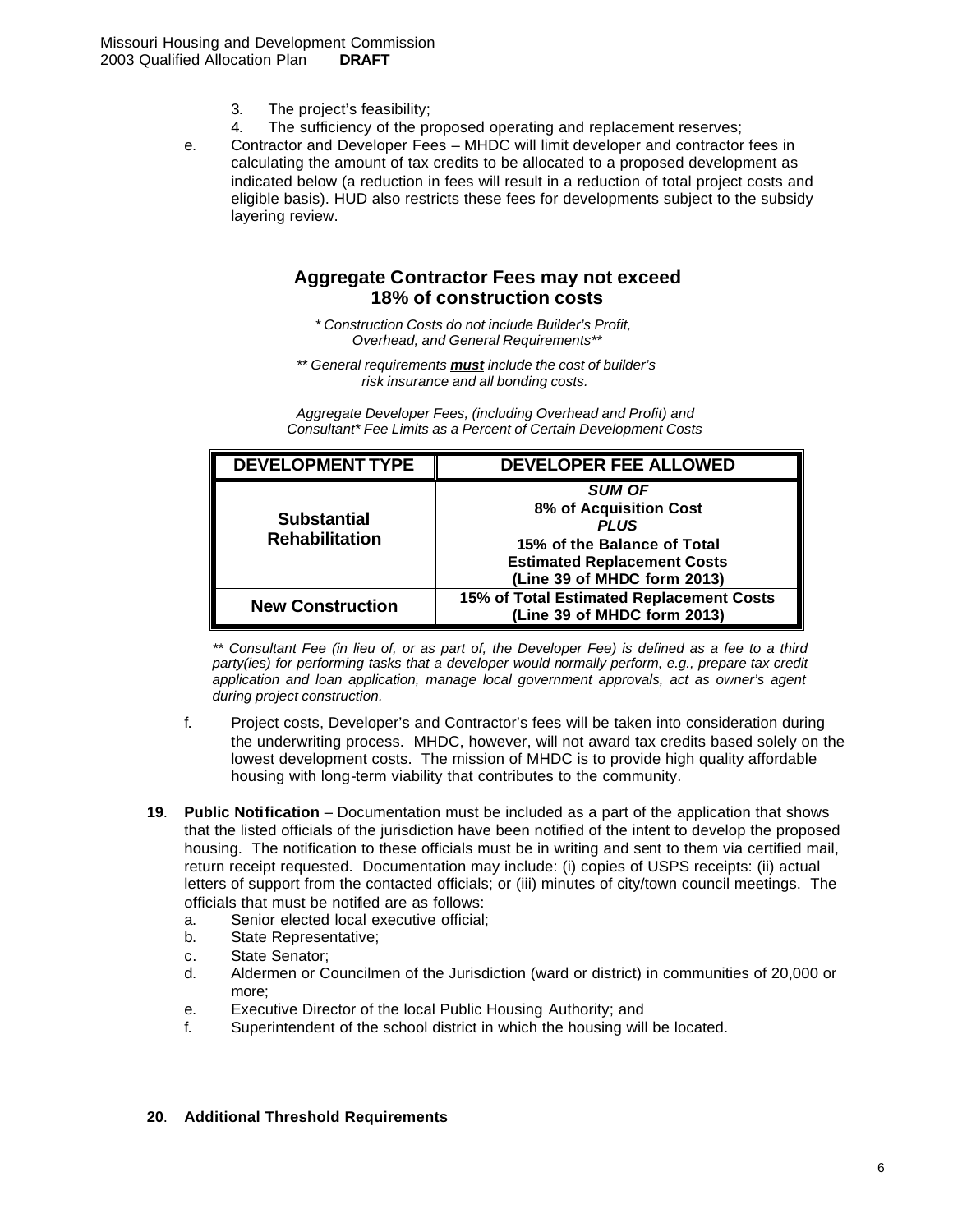3. The project's feasibility;
4. The sufficiency of the proposed operating and replacement reserves;

e. Contractor and Developer Fees – MHDC will limit developer and contractor fees in calculating the amount of tax credits to be allocated to a proposed development as indicated below (a reduction in fees will result in a reduction of total project costs and eligible basis). HUD also restricts these fees for developments subject to the subsidy layering review.

**Aggregate Contractor Fees may not exceed 18% of construction costs**

*\* Construction Costs do not include Builder's Profit, Overhead, and General Requirements\*\**

*\*\* General requirements **must** include the cost of builder's risk insurance and all bonding costs.*

*Aggregate Developer Fees, (including Overhead and Profit) and Consultant\* Fee Limits as a Percent of Certain Development Costs*

| DEVELOPMENT TYPE | DEVELOPER FEE ALLOWED |
|---|---|
| **Substantial Rehabilitation** | ***SUM OF*** **8% of Acquisition Cost** ***PLUS*** **15% of the Balance of Total Estimated Replacement Costs (Line 39 of MHDC form 2013)** |
| **New Construction** | **15% of Total Estimated Replacement Costs (Line 39 of MHDC form 2013)** |

*\*\* Consultant Fee (in lieu of, or as part of, the Developer Fee) is defined as a fee to a third party(ies) for performing tasks that a developer would normally perform, e.g., prepare tax credit application and loan application, manage local government approvals, act as owner's agent during project construction.*

f. Project costs, Developer's and Contractor's fees will be taken into consideration during the underwriting process. MHDC, however, will not award tax credits based solely on the lowest development costs. The mission of MHDC is to provide high quality affordable housing with long-term viability that contributes to the community.

**19**. **Public Notification** – Documentation must be included as a part of the application that shows that the listed officials of the jurisdiction have been notified of the intent to develop the proposed housing. The notification to these officials must be in writing and sent to them via certified mail, return receipt requested. Documentation may include: (i) copies of USPS receipts: (ii) actual letters of support from the contacted officials; or (iii) minutes of city/town council meetings. The officials that must be notified are as follows:

a. Senior elected local executive official;
b. State Representative;
c. State Senator;
d. Aldermen or Councilmen of the Jurisdiction (ward or district) in communities of 20,000 or more;
e. Executive Director of the local Public Housing Authority; and
f. Superintendent of the school district in which the housing will be located.

**20**. **Additional Threshold Requirements**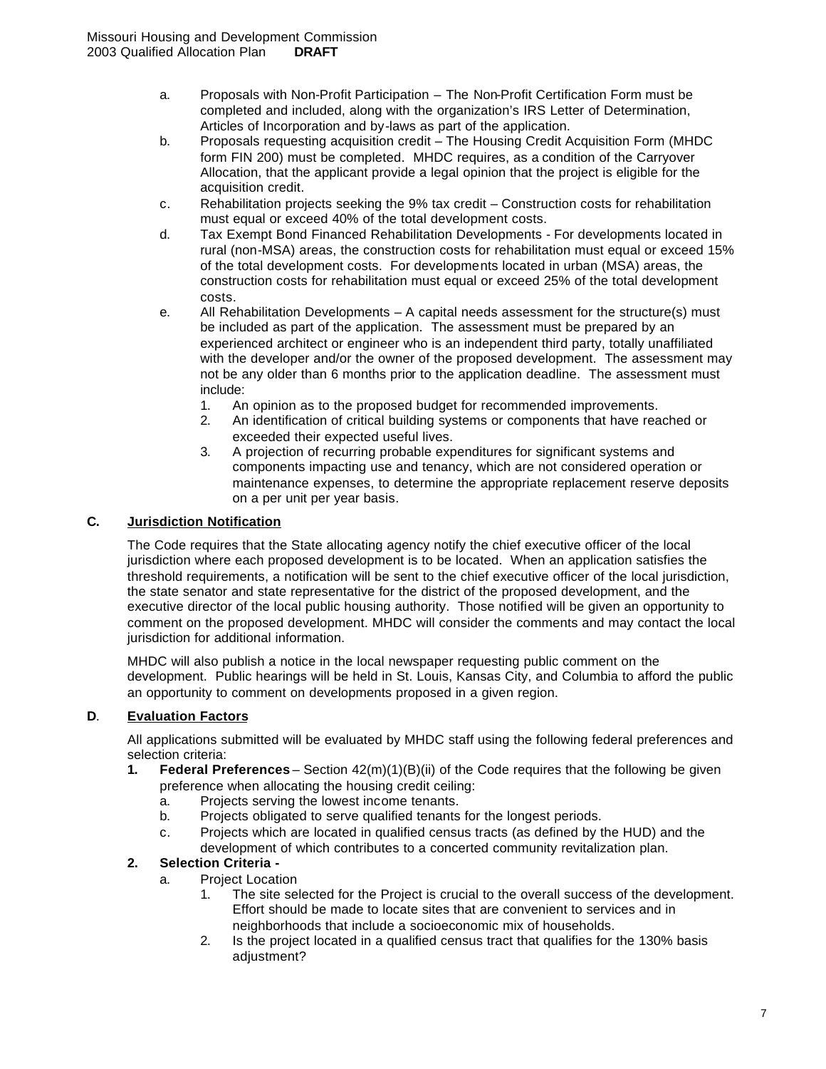a. Proposals with Non-Profit Participation – The Non-Profit Certification Form must be completed and included, along with the organization's IRS Letter of Determination, Articles of Incorporation and by-laws as part of the application.
b. Proposals requesting acquisition credit – The Housing Credit Acquisition Form (MHDC form FIN 200) must be completed. MHDC requires, as a condition of the Carryover Allocation, that the applicant provide a legal opinion that the project is eligible for the acquisition credit.
c. Rehabilitation projects seeking the 9% tax credit – Construction costs for rehabilitation must equal or exceed 40% of the total development costs.
d. Tax Exempt Bond Financed Rehabilitation Developments - For developments located in rural (non-MSA) areas, the construction costs for rehabilitation must equal or exceed 15% of the total development costs. For developments located in urban (MSA) areas, the construction costs for rehabilitation must equal or exceed 25% of the total development costs.
e. All Rehabilitation Developments – A capital needs assessment for the structure(s) must be included as part of the application. The assessment must be prepared by an experienced architect or engineer who is an independent third party, totally unaffiliated with the developer and/or the owner of the proposed development. The assessment may not be any older than 6 months prior to the application deadline. The assessment must include:
   1. An opinion as to the proposed budget for recommended improvements.
   2. An identification of critical building systems or components that have reached or exceeded their expected useful lives.
   3. A projection of recurring probable expenditures for significant systems and components impacting use and tenancy, which are not considered operation or maintenance expenses, to determine the appropriate replacement reserve deposits on a per unit per year basis.

## C. Jurisdiction Notification

The Code requires that the State allocating agency notify the chief executive officer of the local jurisdiction where each proposed development is to be located. When an application satisfies the threshold requirements, a notification will be sent to the chief executive officer of the local jurisdiction, the state senator and state representative for the district of the proposed development, and the executive director of the local public housing authority. Those notified will be given an opportunity to comment on the proposed development. MHDC will consider the comments and may contact the local jurisdiction for additional information.

MHDC will also publish a notice in the local newspaper requesting public comment on the development. Public hearings will be held in St. Louis, Kansas City, and Columbia to afford the public an opportunity to comment on developments proposed in a given region.

## D. Evaluation Factors

All applications submitted will be evaluated by MHDC staff using the following federal preferences and selection criteria:

1. **Federal Preferences** – Section 42(m)(1)(B)(ii) of the Code requires that the following be given preference when allocating the housing credit ceiling:
   a. Projects serving the lowest income tenants.
   b. Projects obligated to serve qualified tenants for the longest periods.
   c. Projects which are located in qualified census tracts (as defined by the HUD) and the development of which contributes to a concerted community revitalization plan.
2. **Selection Criteria -**
   a. Project Location
      1. The site selected for the Project is crucial to the overall success of the development. Effort should be made to locate sites that are convenient to services and in neighborhoods that include a socioeconomic mix of households.
      2. Is the project located in a qualified census tract that qualifies for the 130% basis adjustment?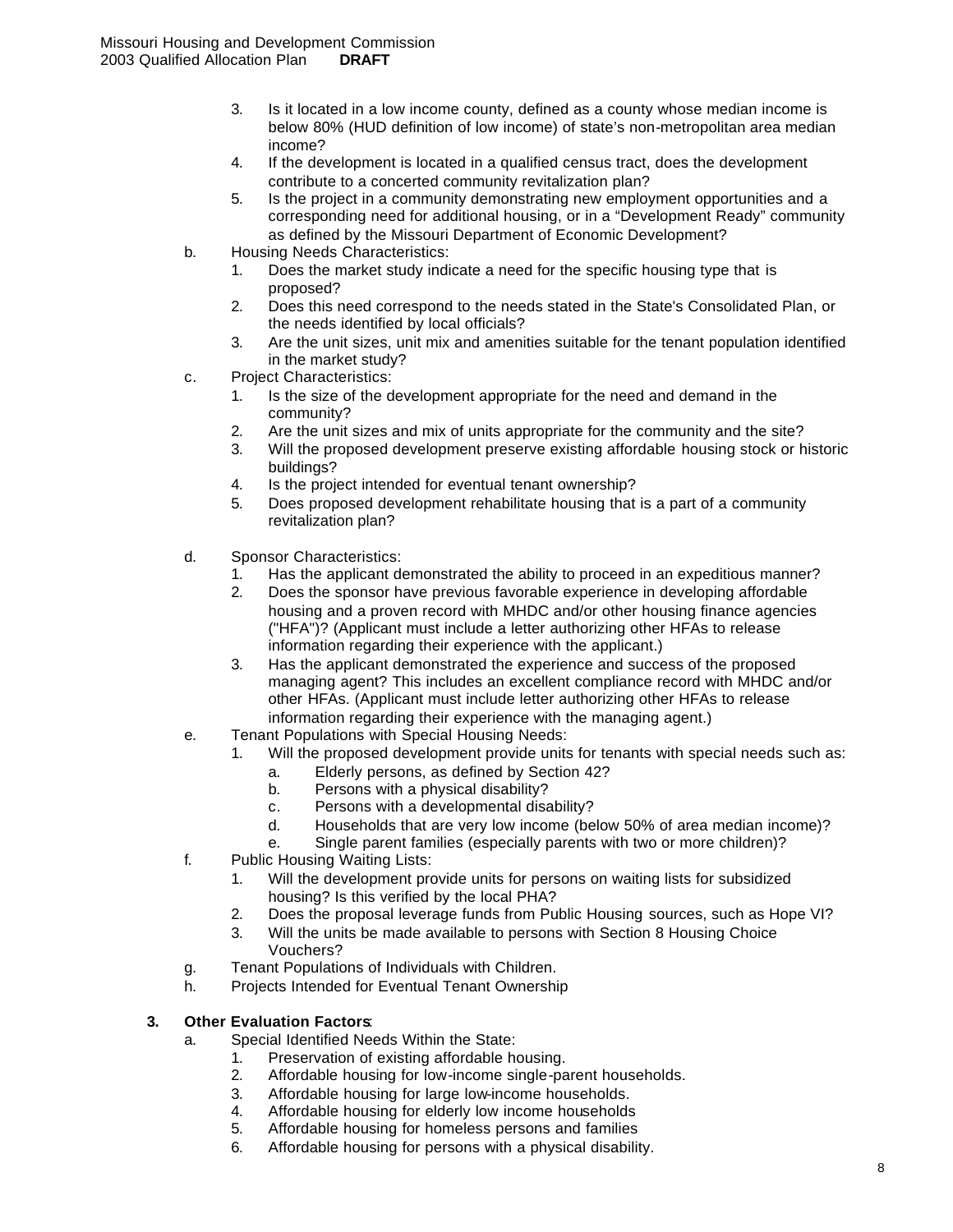3. Is it located in a low income county, defined as a county whose median income is below 80% (HUD definition of low income) of state's non-metropolitan area median income?
4. If the development is located in a qualified census tract, does the development contribute to a concerted community revitalization plan?
5. Is the project in a community demonstrating new employment opportunities and a corresponding need for additional housing, or in a "Development Ready" community as defined by the Missouri Department of Economic Development?

b. Housing Needs Characteristics:
   1. Does the market study indicate a need for the specific housing type that is proposed?
   2. Does this need correspond to the needs stated in the State's Consolidated Plan, or the needs identified by local officials?
   3. Are the unit sizes, unit mix and amenities suitable for the tenant population identified in the market study?

c. Project Characteristics:
   1. Is the size of the development appropriate for the need and demand in the community?
   2. Are the unit sizes and mix of units appropriate for the community and the site?
   3. Will the proposed development preserve existing affordable housing stock or historic buildings?
   4. Is the project intended for eventual tenant ownership?
   5. Does proposed development rehabilitate housing that is a part of a community revitalization plan?

d. Sponsor Characteristics:
   1. Has the applicant demonstrated the ability to proceed in an expeditious manner?
   2. Does the sponsor have previous favorable experience in developing affordable housing and a proven record with MHDC and/or other housing finance agencies ("HFA")? (Applicant must include a letter authorizing other HFAs to release information regarding their experience with the applicant.)
   3. Has the applicant demonstrated the experience and success of the proposed managing agent? This includes an excellent compliance record with MHDC and/or other HFAs. (Applicant must include letter authorizing other HFAs to release information regarding their experience with the managing agent.)

e. Tenant Populations with Special Housing Needs:
   1. Will the proposed development provide units for tenants with special needs such as:
      a. Elderly persons, as defined by Section 42?
      b. Persons with a physical disability?
      c. Persons with a developmental disability?
      d. Households that are very low income (below 50% of area median income)?
      e. Single parent families (especially parents with two or more children)?

f. Public Housing Waiting Lists:
   1. Will the development provide units for persons on waiting lists for subsidized housing? Is this verified by the local PHA?
   2. Does the proposal leverage funds from Public Housing sources, such as Hope VI?
   3. Will the units be made available to persons with Section 8 Housing Choice Vouchers?

g. Tenant Populations of Individuals with Children.

h. Projects Intended for Eventual Tenant Ownership

**3. Other Evaluation Factors**:

a. Special Identified Needs Within the State:
   1. Preservation of existing affordable housing.
   2. Affordable housing for low-income single-parent households.
   3. Affordable housing for large low-income households.
   4. Affordable housing for elderly low income households
   5. Affordable housing for homeless persons and families
   6. Affordable housing for persons with a physical disability.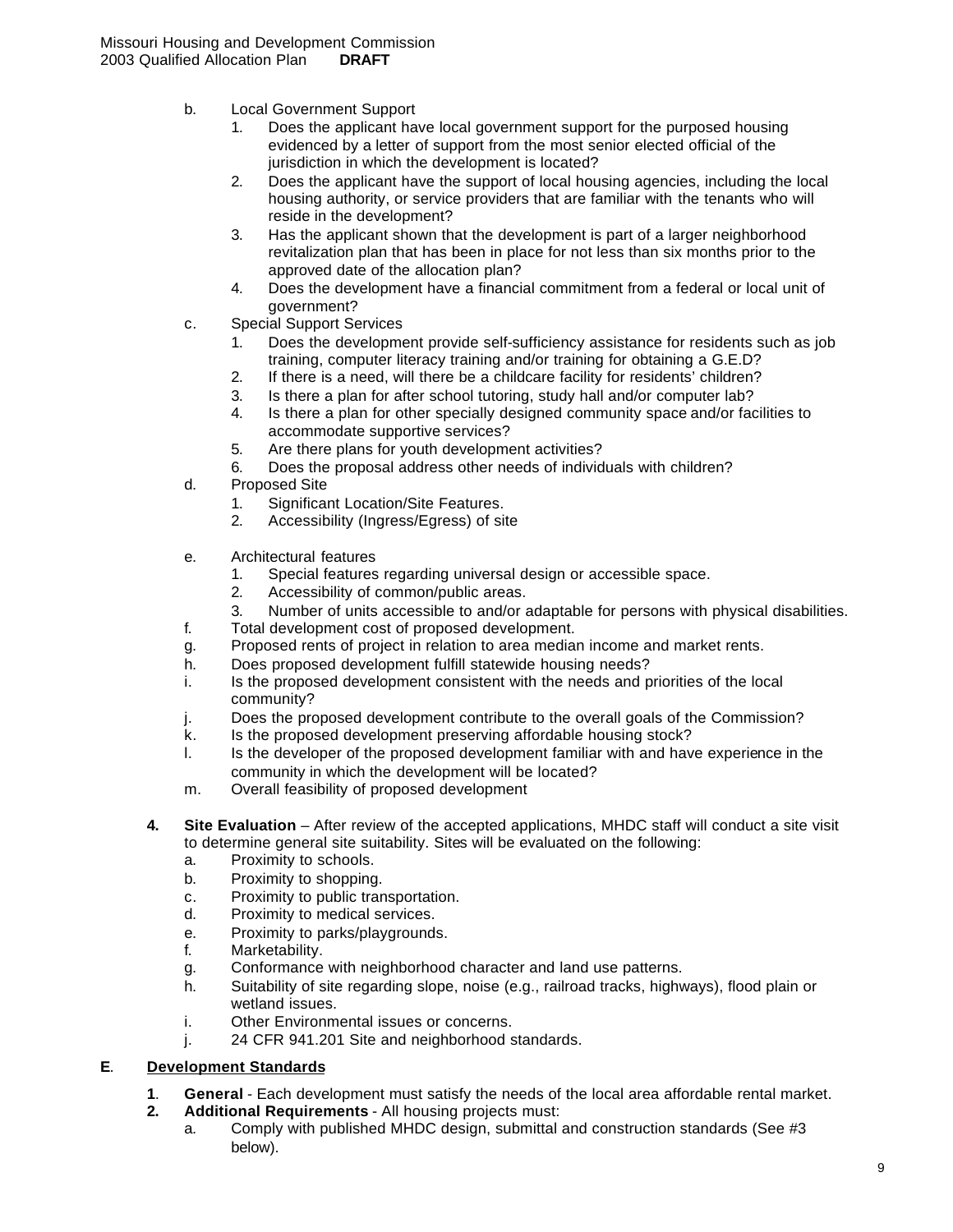b. Local Government Support
   1. Does the applicant have local government support for the purposed housing evidenced by a letter of support from the most senior elected official of the jurisdiction in which the development is located?
   2. Does the applicant have the support of local housing agencies, including the local housing authority, or service providers that are familiar with the tenants who will reside in the development?
   3. Has the applicant shown that the development is part of a larger neighborhood revitalization plan that has been in place for not less than six months prior to the approved date of the allocation plan?
   4. Does the development have a financial commitment from a federal or local unit of government?

c. Special Support Services
   1. Does the development provide self-sufficiency assistance for residents such as job training, computer literacy training and/or training for obtaining a G.E.D?
   2. If there is a need, will there be a childcare facility for residents' children?
   3. Is there a plan for after school tutoring, study hall and/or computer lab?
   4. Is there a plan for other specially designed community space and/or facilities to accommodate supportive services?
   5. Are there plans for youth development activities?
   6. Does the proposal address other needs of individuals with children?

d. Proposed Site
   1. Significant Location/Site Features.
   2. Accessibility (Ingress/Egress) of site

e. Architectural features
   1. Special features regarding universal design or accessible space.
   2. Accessibility of common/public areas.
   3. Number of units accessible to and/or adaptable for persons with physical disabilities.

f. Total development cost of proposed development.

g. Proposed rents of project in relation to area median income and market rents.

h. Does proposed development fulfill statewide housing needs?

i. Is the proposed development consistent with the needs and priorities of the local community?

j. Does the proposed development contribute to the overall goals of the Commission?

k. Is the proposed development preserving affordable housing stock?

l. Is the developer of the proposed development familiar with and have experience in the community in which the development will be located?

m. Overall feasibility of proposed development

**4. Site Evaluation** – After review of the accepted applications, MHDC staff will conduct a site visit to determine general site suitability. Sites will be evaluated on the following:

a. Proximity to schools.
b. Proximity to shopping.
c. Proximity to public transportation.
d. Proximity to medical services.
e. Proximity to parks/playgrounds.
f. Marketability.
g. Conformance with neighborhood character and land use patterns.
h. Suitability of site regarding slope, noise (e.g., railroad tracks, highways), flood plain or wetland issues.
i. Other Environmental issues or concerns.
j. 24 CFR 941.201 Site and neighborhood standards.

## E. Development Standards

**1. General** - Each development must satisfy the needs of the local area affordable rental market.

**2. Additional Requirements** - All housing projects must:

a. Comply with published MHDC design, submittal and construction standards (See #3 below).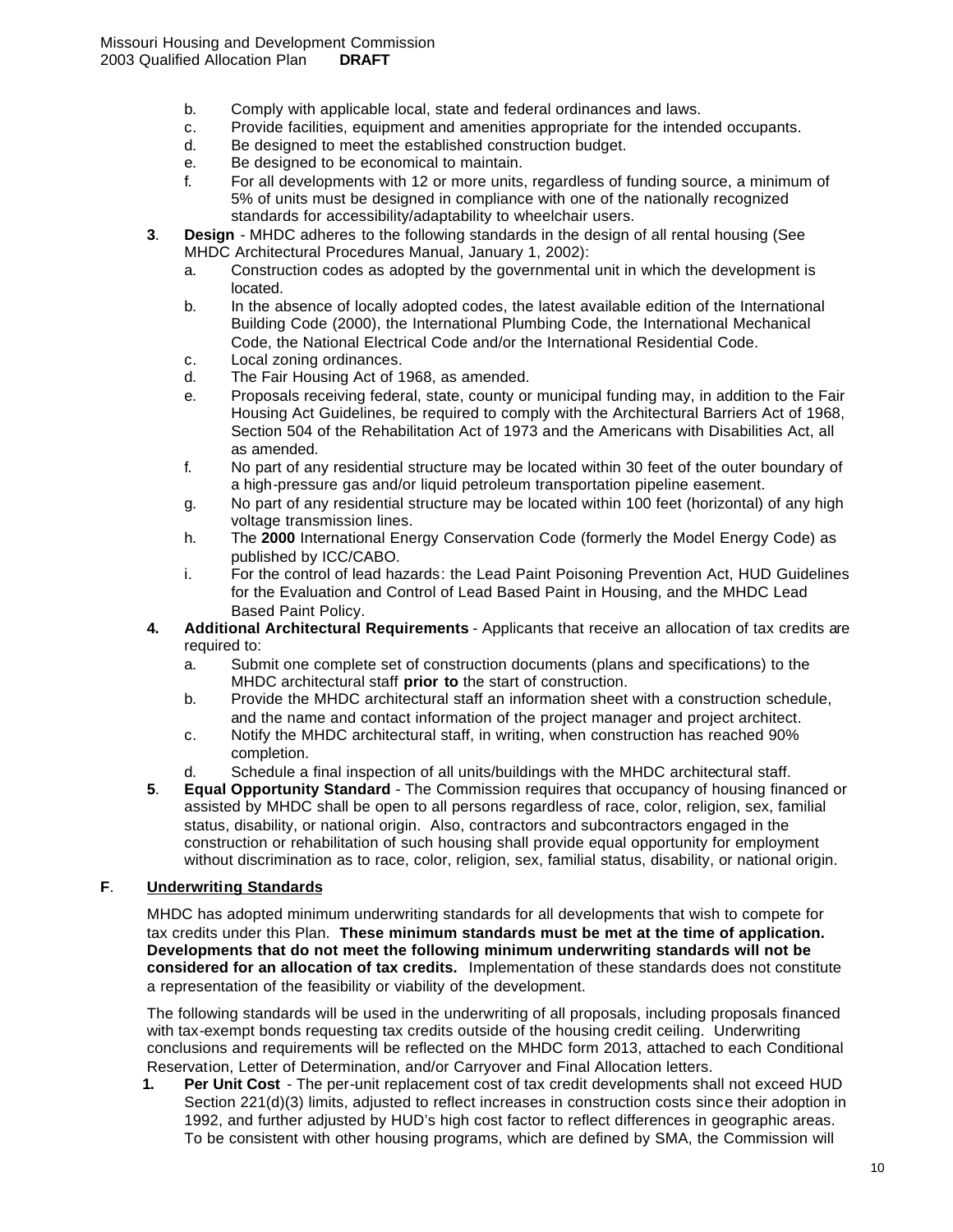b. Comply with applicable local, state and federal ordinances and laws.
c. Provide facilities, equipment and amenities appropriate for the intended occupants.
d. Be designed to meet the established construction budget.
e. Be designed to be economical to maintain.
f. For all developments with 12 or more units, regardless of funding source, a minimum of 5% of units must be designed in compliance with one of the nationally recognized standards for accessibility/adaptability to wheelchair users.

3. **Design** - MHDC adheres to the following standards in the design of all rental housing (See MHDC Architectural Procedures Manual, January 1, 2002):
   a. Construction codes as adopted by the governmental unit in which the development is located.
   b. In the absence of locally adopted codes, the latest available edition of the International Building Code (2000), the International Plumbing Code, the International Mechanical Code, the National Electrical Code and/or the International Residential Code.
   c. Local zoning ordinances.
   d. The Fair Housing Act of 1968, as amended.
   e. Proposals receiving federal, state, county or municipal funding may, in addition to the Fair Housing Act Guidelines, be required to comply with the Architectural Barriers Act of 1968, Section 504 of the Rehabilitation Act of 1973 and the Americans with Disabilities Act, all as amended.
   f. No part of any residential structure may be located within 30 feet of the outer boundary of a high-pressure gas and/or liquid petroleum transportation pipeline easement.
   g. No part of any residential structure may be located within 100 feet (horizontal) of any high voltage transmission lines.
   h. The **2000** International Energy Conservation Code (formerly the Model Energy Code) as published by ICC/CABO.
   i. For the control of lead hazards: the Lead Paint Poisoning Prevention Act, HUD Guidelines for the Evaluation and Control of Lead Based Paint in Housing, and the MHDC Lead Based Paint Policy.

4. **Additional Architectural Requirements** - Applicants that receive an allocation of tax credits are required to:
   a. Submit one complete set of construction documents (plans and specifications) to the MHDC architectural staff **prior to** the start of construction.
   b. Provide the MHDC architectural staff an information sheet with a construction schedule, and the name and contact information of the project manager and project architect.
   c. Notify the MHDC architectural staff, in writing, when construction has reached 90% completion.
   d. Schedule a final inspection of all units/buildings with the MHDC architectural staff.

5. **Equal Opportunity Standard** - The Commission requires that occupancy of housing financed or assisted by MHDC shall be open to all persons regardless of race, color, religion, sex, familial status, disability, or national origin. Also, contractors and subcontractors engaged in the construction or rehabilitation of such housing shall provide equal opportunity for employment without discrimination as to race, color, religion, sex, familial status, disability, or national origin.

## F. Underwriting Standards

MHDC has adopted minimum underwriting standards for all developments that wish to compete for tax credits under this Plan. **These minimum standards must be met at the time of application. Developments that do not meet the following minimum underwriting standards will not be considered for an allocation of tax credits.** Implementation of these standards does not constitute a representation of the feasibility or viability of the development.

The following standards will be used in the underwriting of all proposals, including proposals financed with tax-exempt bonds requesting tax credits outside of the housing credit ceiling. Underwriting conclusions and requirements will be reflected on the MHDC form 2013, attached to each Conditional Reservation, Letter of Determination, and/or Carryover and Final Allocation letters.

1. **Per Unit Cost** - The per-unit replacement cost of tax credit developments shall not exceed HUD Section 221(d)(3) limits, adjusted to reflect increases in construction costs since their adoption in 1992, and further adjusted by HUD's high cost factor to reflect differences in geographic areas. To be consistent with other housing programs, which are defined by SMA, the Commission will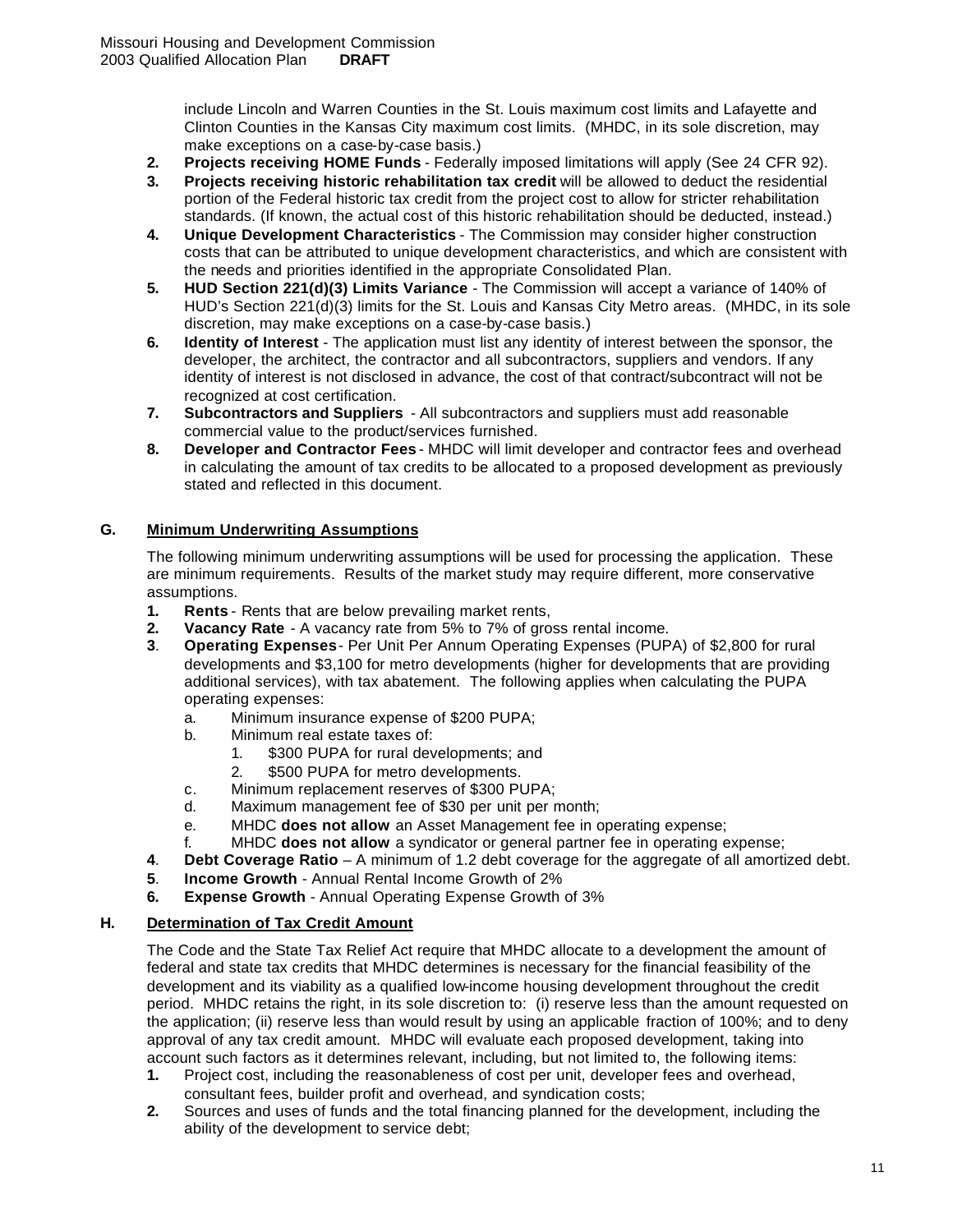include Lincoln and Warren Counties in the St. Louis maximum cost limits and Lafayette and Clinton Counties in the Kansas City maximum cost limits. (MHDC, in its sole discretion, may make exceptions on a case-by-case basis.)

2. **Projects receiving HOME Funds** - Federally imposed limitations will apply (See 24 CFR 92).
3. **Projects receiving historic rehabilitation tax credit** will be allowed to deduct the residential portion of the Federal historic tax credit from the project cost to allow for stricter rehabilitation standards. (If known, the actual cost of this historic rehabilitation should be deducted, instead.)
4. **Unique Development Characteristics** - The Commission may consider higher construction costs that can be attributed to unique development characteristics, and which are consistent with the needs and priorities identified in the appropriate Consolidated Plan.
5. **HUD Section 221(d)(3) Limits Variance** - The Commission will accept a variance of 140% of HUD's Section 221(d)(3) limits for the St. Louis and Kansas City Metro areas. (MHDC, in its sole discretion, may make exceptions on a case-by-case basis.)
6. **Identity of Interest** - The application must list any identity of interest between the sponsor, the developer, the architect, the contractor and all subcontractors, suppliers and vendors. If any identity of interest is not disclosed in advance, the cost of that contract/subcontract will not be recognized at cost certification.
7. **Subcontractors and Suppliers** - All subcontractors and suppliers must add reasonable commercial value to the product/services furnished.
8. **Developer and Contractor Fees** - MHDC will limit developer and contractor fees and overhead in calculating the amount of tax credits to be allocated to a proposed development as previously stated and reflected in this document.

## G. Minimum Underwriting Assumptions

The following minimum underwriting assumptions will be used for processing the application. These are minimum requirements. Results of the market study may require different, more conservative assumptions.

1. **Rents** - Rents that are below prevailing market rents,
2. **Vacancy Rate** - A vacancy rate from 5% to 7% of gross rental income.
3. **Operating Expenses** - Per Unit Per Annum Operating Expenses (PUPA) of $2,800 for rural developments and $3,100 for metro developments (higher for developments that are providing additional services), with tax abatement. The following applies when calculating the PUPA operating expenses:
   a. Minimum insurance expense of $200 PUPA;
   b. Minimum real estate taxes of:
      1. $300 PUPA for rural developments; and
      2. $500 PUPA for metro developments.
   c. Minimum replacement reserves of $300 PUPA;
   d. Maximum management fee of $30 per unit per month;
   e. MHDC **does not allow** an Asset Management fee in operating expense;
   f. MHDC **does not allow** a syndicator or general partner fee in operating expense;
4. **Debt Coverage Ratio** – A minimum of 1.2 debt coverage for the aggregate of all amortized debt.
5. **Income Growth** - Annual Rental Income Growth of 2%
6. **Expense Growth** - Annual Operating Expense Growth of 3%

## H. Determination of Tax Credit Amount

The Code and the State Tax Relief Act require that MHDC allocate to a development the amount of federal and state tax credits that MHDC determines is necessary for the financial feasibility of the development and its viability as a qualified low-income housing development throughout the credit period. MHDC retains the right, in its sole discretion to: (i) reserve less than the amount requested on the application; (ii) reserve less than would result by using an applicable fraction of 100%; and to deny approval of any tax credit amount. MHDC will evaluate each proposed development, taking into account such factors as it determines relevant, including, but not limited to, the following items:

1. Project cost, including the reasonableness of cost per unit, developer fees and overhead, consultant fees, builder profit and overhead, and syndication costs;
2. Sources and uses of funds and the total financing planned for the development, including the ability of the development to service debt;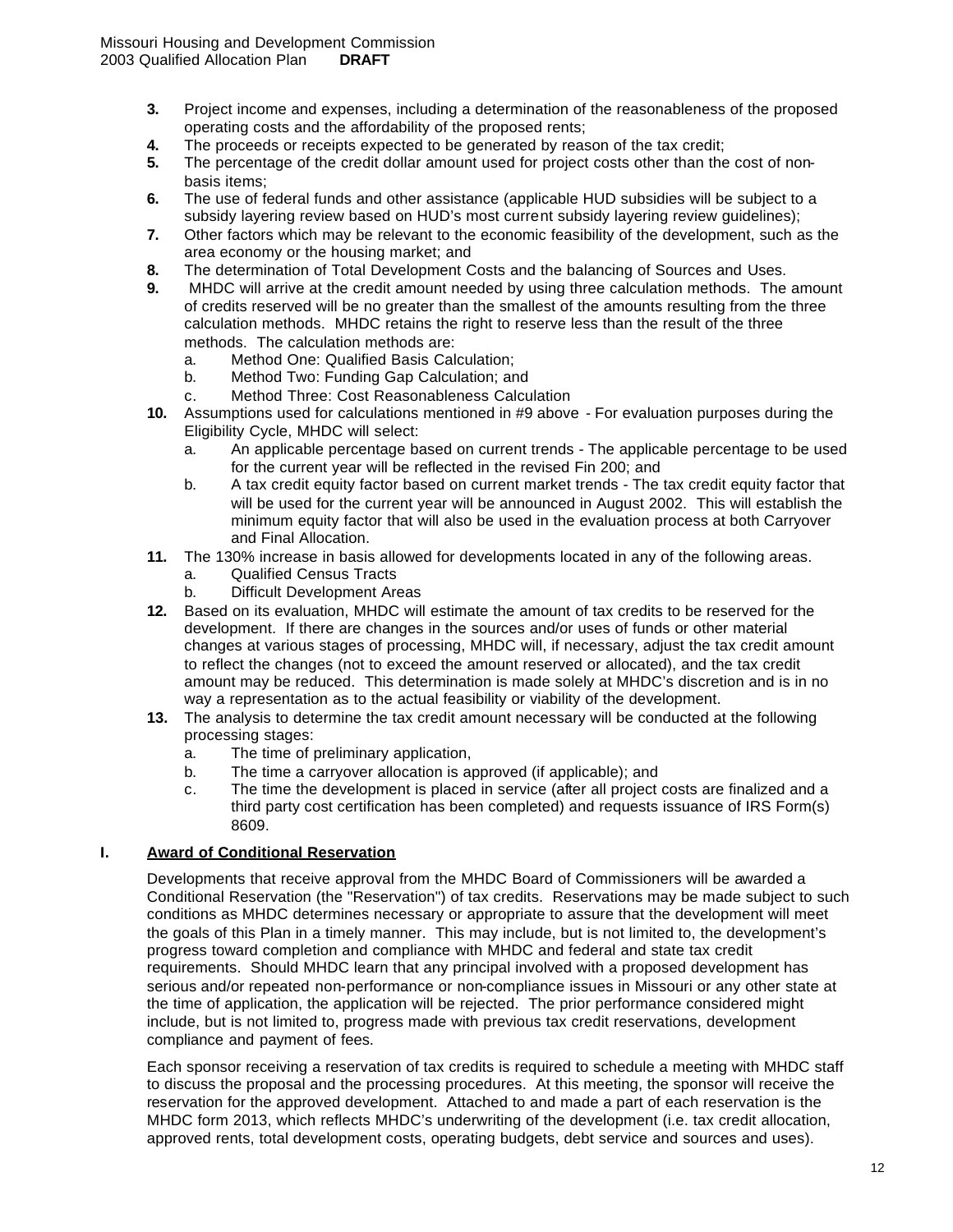3. Project income and expenses, including a determination of the reasonableness of the proposed operating costs and the affordability of the proposed rents;
4. The proceeds or receipts expected to be generated by reason of the tax credit;
5. The percentage of the credit dollar amount used for project costs other than the cost of non-basis items;
6. The use of federal funds and other assistance (applicable HUD subsidies will be subject to a subsidy layering review based on HUD's most current subsidy layering review guidelines);
7. Other factors which may be relevant to the economic feasibility of the development, such as the area economy or the housing market; and
8. The determination of Total Development Costs and the balancing of Sources and Uses.
9. MHDC will arrive at the credit amount needed by using three calculation methods. The amount of credits reserved will be no greater than the smallest of the amounts resulting from the three calculation methods. MHDC retains the right to reserve less than the result of the three methods. The calculation methods are:
   a. Method One: Qualified Basis Calculation;
   b. Method Two: Funding Gap Calculation; and
   c. Method Three: Cost Reasonableness Calculation
10. Assumptions used for calculations mentioned in #9 above - For evaluation purposes during the Eligibility Cycle, MHDC will select:
    a. An applicable percentage based on current trends - The applicable percentage to be used for the current year will be reflected in the revised Fin 200; and
    b. A tax credit equity factor based on current market trends - The tax credit equity factor that will be used for the current year will be announced in August 2002. This will establish the minimum equity factor that will also be used in the evaluation process at both Carryover and Final Allocation.
11. The 130% increase in basis allowed for developments located in any of the following areas.
    a. Qualified Census Tracts
    b. Difficult Development Areas
12. Based on its evaluation, MHDC will estimate the amount of tax credits to be reserved for the development. If there are changes in the sources and/or uses of funds or other material changes at various stages of processing, MHDC will, if necessary, adjust the tax credit amount to reflect the changes (not to exceed the amount reserved or allocated), and the tax credit amount may be reduced. This determination is made solely at MHDC's discretion and is in no way a representation as to the actual feasibility or viability of the development.
13. The analysis to determine the tax credit amount necessary will be conducted at the following processing stages:
    a. The time of preliminary application,
    b. The time a carryover allocation is approved (if applicable); and
    c. The time the development is placed in service (after all project costs are finalized and a third party cost certification has been completed) and requests issuance of IRS Form(s) 8609.

## I. Award of Conditional Reservation

Developments that receive approval from the MHDC Board of Commissioners will be awarded a Conditional Reservation (the "Reservation") of tax credits. Reservations may be made subject to such conditions as MHDC determines necessary or appropriate to assure that the development will meet the goals of this Plan in a timely manner. This may include, but is not limited to, the development's progress toward completion and compliance with MHDC and federal and state tax credit requirements. Should MHDC learn that any principal involved with a proposed development has serious and/or repeated non-performance or non-compliance issues in Missouri or any other state at the time of application, the application will be rejected. The prior performance considered might include, but is not limited to, progress made with previous tax credit reservations, development compliance and payment of fees.

Each sponsor receiving a reservation of tax credits is required to schedule a meeting with MHDC staff to discuss the proposal and the processing procedures. At this meeting, the sponsor will receive the reservation for the approved development. Attached to and made a part of each reservation is the MHDC form 2013, which reflects MHDC's underwriting of the development (i.e. tax credit allocation, approved rents, total development costs, operating budgets, debt service and sources and uses).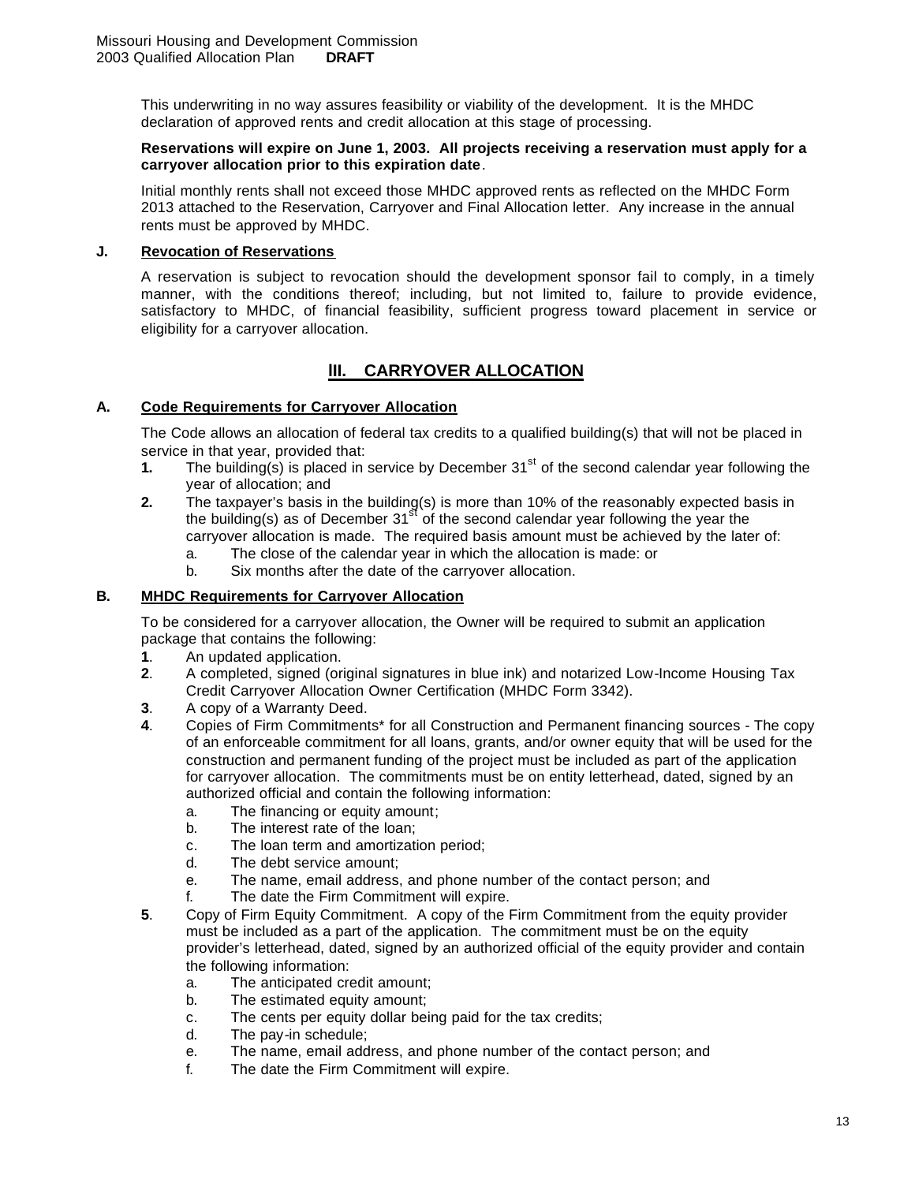This underwriting in no way assures feasibility or viability of the development. It is the MHDC declaration of approved rents and credit allocation at this stage of processing.

**Reservations will expire on June 1, 2003. All projects receiving a reservation must apply for a carryover allocation prior to this expiration date**.

Initial monthly rents shall not exceed those MHDC approved rents as reflected on the MHDC Form 2013 attached to the Reservation, Carryover and Final Allocation letter. Any increase in the annual rents must be approved by MHDC.

### J. Revocation of Reservations

A reservation is subject to revocation should the development sponsor fail to comply, in a timely manner, with the conditions thereof; including, but not limited to, failure to provide evidence, satisfactory to MHDC, of financial feasibility, sufficient progress toward placement in service or eligibility for a carryover allocation.

## III. CARRYOVER ALLOCATION

### A. Code Requirements for Carryover Allocation

The Code allows an allocation of federal tax credits to a qualified building(s) that will not be placed in service in that year, provided that:

1. The building(s) is placed in service by December 31st of the second calendar year following the year of allocation; and
2. The taxpayer's basis in the building(s) is more than 10% of the reasonably expected basis in the building(s) as of December 31st of the second calendar year following the year the carryover allocation is made. The required basis amount must be achieved by the later of:
   a. The close of the calendar year in which the allocation is made: or
   b. Six months after the date of the carryover allocation.

### B. MHDC Requirements for Carryover Allocation

To be considered for a carryover allocation, the Owner will be required to submit an application package that contains the following:

1. An updated application.
2. A completed, signed (original signatures in blue ink) and notarized Low-Income Housing Tax Credit Carryover Allocation Owner Certification (MHDC Form 3342).
3. A copy of a Warranty Deed.
4. Copies of Firm Commitments* for all Construction and Permanent financing sources - The copy of an enforceable commitment for all loans, grants, and/or owner equity that will be used for the construction and permanent funding of the project must be included as part of the application for carryover allocation. The commitments must be on entity letterhead, dated, signed by an authorized official and contain the following information:
   a. The financing or equity amount;
   b. The interest rate of the loan;
   c. The loan term and amortization period;
   d. The debt service amount;
   e. The name, email address, and phone number of the contact person; and
   f. The date the Firm Commitment will expire.
5. Copy of Firm Equity Commitment. A copy of the Firm Commitment from the equity provider must be included as a part of the application. The commitment must be on the equity provider's letterhead, dated, signed by an authorized official of the equity provider and contain the following information:
   a. The anticipated credit amount;
   b. The estimated equity amount;
   c. The cents per equity dollar being paid for the tax credits;
   d. The pay-in schedule;
   e. The name, email address, and phone number of the contact person; and
   f. The date the Firm Commitment will expire.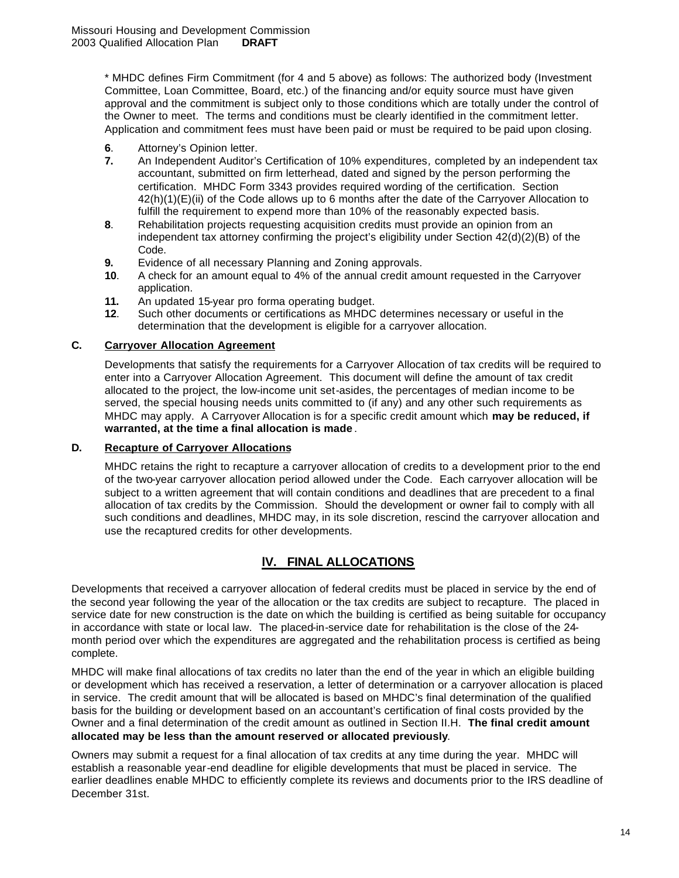* MHDC defines Firm Commitment (for 4 and 5 above) as follows: The authorized body (Investment Committee, Loan Committee, Board, etc.) of the financing and/or equity source must have given approval and the commitment is subject only to those conditions which are totally under the control of the Owner to meet. The terms and conditions must be clearly identified in the commitment letter. Application and commitment fees must have been paid or must be required to be paid upon closing.

**6**. Attorney's Opinion letter.

**7.** An Independent Auditor's Certification of 10% expenditures, completed by an independent tax accountant, submitted on firm letterhead, dated and signed by the person performing the certification. MHDC Form 3343 provides required wording of the certification. Section 42(h)(1)(E)(ii) of the Code allows up to 6 months after the date of the Carryover Allocation to fulfill the requirement to expend more than 10% of the reasonably expected basis.

**8**. Rehabilitation projects requesting acquisition credits must provide an opinion from an independent tax attorney confirming the project's eligibility under Section 42(d)(2)(B) of the Code.

**9.** Evidence of all necessary Planning and Zoning approvals.

**10**. A check for an amount equal to 4% of the annual credit amount requested in the Carryover application.

**11.** An updated 15-year pro forma operating budget.

**12**. Such other documents or certifications as MHDC determines necessary or useful in the determination that the development is eligible for a carryover allocation.

### C. Carryover Allocation Agreement

Developments that satisfy the requirements for a Carryover Allocation of tax credits will be required to enter into a Carryover Allocation Agreement. This document will define the amount of tax credit allocated to the project, the low-income unit set-asides, the percentages of median income to be served, the special housing needs units committed to (if any) and any other such requirements as MHDC may apply. A Carryover Allocation is for a specific credit amount which **may be reduced, if warranted, at the time a final allocation is made**.

### D. Recapture of Carryover Allocations

MHDC retains the right to recapture a carryover allocation of credits to a development prior to the end of the two-year carryover allocation period allowed under the Code. Each carryover allocation will be subject to a written agreement that will contain conditions and deadlines that are precedent to a final allocation of tax credits by the Commission. Should the development or owner fail to comply with all such conditions and deadlines, MHDC may, in its sole discretion, rescind the carryover allocation and use the recaptured credits for other developments.

## IV. FINAL ALLOCATIONS

Developments that received a carryover allocation of federal credits must be placed in service by the end of the second year following the year of the allocation or the tax credits are subject to recapture. The placed in service date for new construction is the date on which the building is certified as being suitable for occupancy in accordance with state or local law. The placed-in-service date for rehabilitation is the close of the 24-month period over which the expenditures are aggregated and the rehabilitation process is certified as being complete.

MHDC will make final allocations of tax credits no later than the end of the year in which an eligible building or development which has received a reservation, a letter of determination or a carryover allocation is placed in service. The credit amount that will be allocated is based on MHDC's final determination of the qualified basis for the building or development based on an accountant's certification of final costs provided by the Owner and a final determination of the credit amount as outlined in Section II.H. **The final credit amount allocated may be less than the amount reserved or allocated previously**.

Owners may submit a request for a final allocation of tax credits at any time during the year. MHDC will establish a reasonable year-end deadline for eligible developments that must be placed in service. The earlier deadlines enable MHDC to efficiently complete its reviews and documents prior to the IRS deadline of December 31st.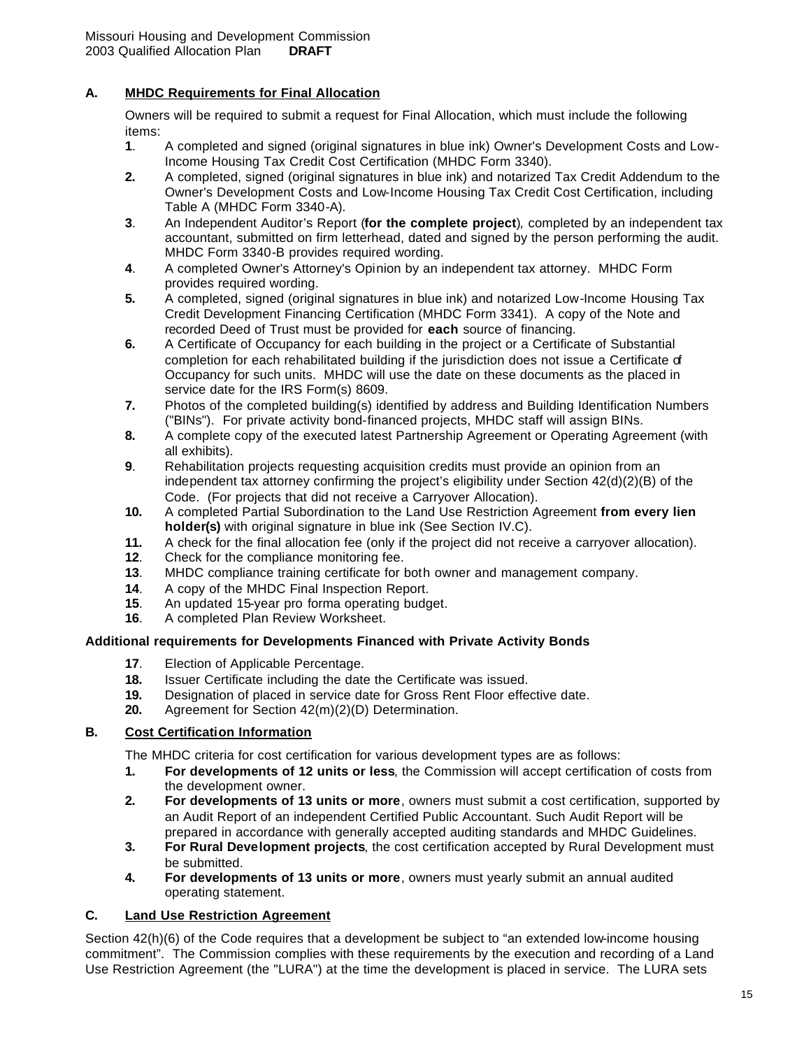## A. MHDC Requirements for Final Allocation

Owners will be required to submit a request for Final Allocation, which must include the following items:

**1**. A completed and signed (original signatures in blue ink) Owner's Development Costs and Low-Income Housing Tax Credit Cost Certification (MHDC Form 3340).

**2.** A completed, signed (original signatures in blue ink) and notarized Tax Credit Addendum to the Owner's Development Costs and Low-Income Housing Tax Credit Cost Certification, including Table A (MHDC Form 3340-A).

**3**. An Independent Auditor's Report (**for the complete project**), completed by an independent tax accountant, submitted on firm letterhead, dated and signed by the person performing the audit. MHDC Form 3340-B provides required wording.

**4**. A completed Owner's Attorney's Opinion by an independent tax attorney. MHDC Form provides required wording.

**5.** A completed, signed (original signatures in blue ink) and notarized Low-Income Housing Tax Credit Development Financing Certification (MHDC Form 3341). A copy of the Note and recorded Deed of Trust must be provided for **each** source of financing.

**6.** A Certificate of Occupancy for each building in the project or a Certificate of Substantial completion for each rehabilitated building if the jurisdiction does not issue a Certificate of Occupancy for such units. MHDC will use the date on these documents as the placed in service date for the IRS Form(s) 8609.

**7.** Photos of the completed building(s) identified by address and Building Identification Numbers ("BINs"). For private activity bond-financed projects, MHDC staff will assign BINs.

**8.** A complete copy of the executed latest Partnership Agreement or Operating Agreement (with all exhibits).

**9**. Rehabilitation projects requesting acquisition credits must provide an opinion from an independent tax attorney confirming the project's eligibility under Section 42(d)(2)(B) of the Code. (For projects that did not receive a Carryover Allocation).

**10.** A completed Partial Subordination to the Land Use Restriction Agreement **from every lien holder(s)** with original signature in blue ink (See Section IV.C).

**11.** A check for the final allocation fee (only if the project did not receive a carryover allocation).

**12**. Check for the compliance monitoring fee.

**13**. MHDC compliance training certificate for both owner and management company.

**14**. A copy of the MHDC Final Inspection Report.

**15**. An updated 15-year pro forma operating budget.

**16**. A completed Plan Review Worksheet.

**Additional requirements for Developments Financed with Private Activity Bonds**

**17**. Election of Applicable Percentage.

**18.** Issuer Certificate including the date the Certificate was issued.

**19.** Designation of placed in service date for Gross Rent Floor effective date.

**20.** Agreement for Section 42(m)(2)(D) Determination.

## B. Cost Certification Information

The MHDC criteria for cost certification for various development types are as follows:

**1. For developments of 12 units or less**, the Commission will accept certification of costs from the development owner.

**2. For developments of 13 units or more**, owners must submit a cost certification, supported by an Audit Report of an independent Certified Public Accountant. Such Audit Report will be prepared in accordance with generally accepted auditing standards and MHDC Guidelines.

**3. For Rural Development projects**, the cost certification accepted by Rural Development must be submitted.

**4. For developments of 13 units or more**, owners must yearly submit an annual audited operating statement.

## C. Land Use Restriction Agreement

Section 42(h)(6) of the Code requires that a development be subject to "an extended low-income housing commitment". The Commission complies with these requirements by the execution and recording of a Land Use Restriction Agreement (the "LURA") at the time the development is placed in service. The LURA sets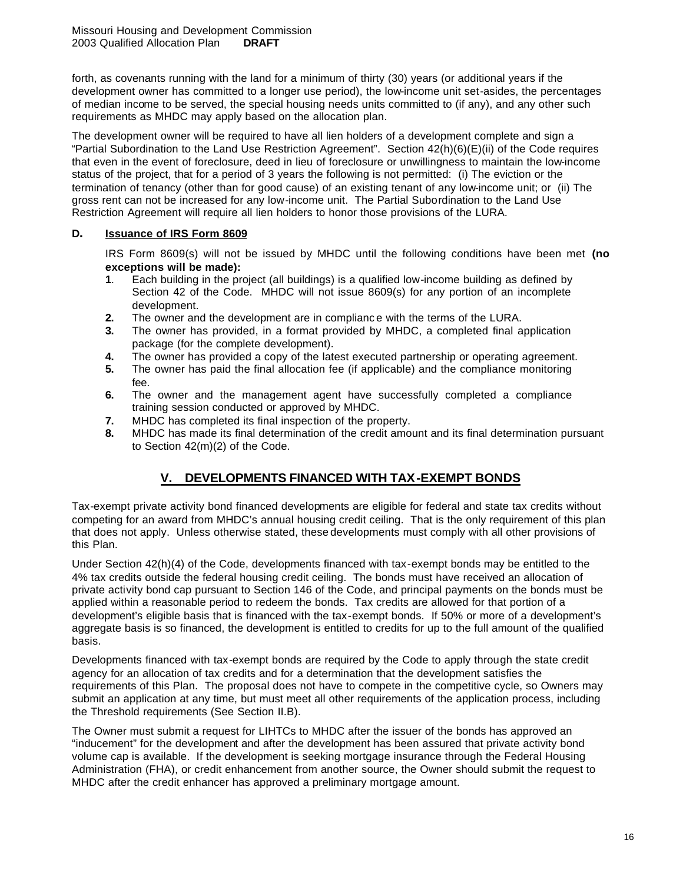forth, as covenants running with the land for a minimum of thirty (30) years (or additional years if the development owner has committed to a longer use period), the low-income unit set-asides, the percentages of median income to be served, the special housing needs units committed to (if any), and any other such requirements as MHDC may apply based on the allocation plan.

The development owner will be required to have all lien holders of a development complete and sign a "Partial Subordination to the Land Use Restriction Agreement". Section 42(h)(6)(E)(ii) of the Code requires that even in the event of foreclosure, deed in lieu of foreclosure or unwillingness to maintain the low-income status of the project, that for a period of 3 years the following is not permitted: (i) The eviction or the termination of tenancy (other than for good cause) of an existing tenant of any low-income unit; or (ii) The gross rent can not be increased for any low-income unit. The Partial Subordination to the Land Use Restriction Agreement will require all lien holders to honor those provisions of the LURA.

### D. Issuance of IRS Form 8609

IRS Form 8609(s) will not be issued by MHDC until the following conditions have been met **(no exceptions will be made):**

1. Each building in the project (all buildings) is a qualified low-income building as defined by Section 42 of the Code. MHDC will not issue 8609(s) for any portion of an incomplete development.
2. The owner and the development are in compliance with the terms of the LURA.
3. The owner has provided, in a format provided by MHDC, a completed final application package (for the complete development).
4. The owner has provided a copy of the latest executed partnership or operating agreement.
5. The owner has paid the final allocation fee (if applicable) and the compliance monitoring fee.
6. The owner and the management agent have successfully completed a compliance training session conducted or approved by MHDC.
7. MHDC has completed its final inspection of the property.
8. MHDC has made its final determination of the credit amount and its final determination pursuant to Section 42(m)(2) of the Code.

## V. DEVELOPMENTS FINANCED WITH TAX-EXEMPT BONDS

Tax-exempt private activity bond financed developments are eligible for federal and state tax credits without competing for an award from MHDC's annual housing credit ceiling. That is the only requirement of this plan that does not apply. Unless otherwise stated, these developments must comply with all other provisions of this Plan.

Under Section 42(h)(4) of the Code, developments financed with tax-exempt bonds may be entitled to the 4% tax credits outside the federal housing credit ceiling. The bonds must have received an allocation of private activity bond cap pursuant to Section 146 of the Code, and principal payments on the bonds must be applied within a reasonable period to redeem the bonds. Tax credits are allowed for that portion of a development's eligible basis that is financed with the tax-exempt bonds. If 50% or more of a development's aggregate basis is so financed, the development is entitled to credits for up to the full amount of the qualified basis.

Developments financed with tax-exempt bonds are required by the Code to apply through the state credit agency for an allocation of tax credits and for a determination that the development satisfies the requirements of this Plan. The proposal does not have to compete in the competitive cycle, so Owners may submit an application at any time, but must meet all other requirements of the application process, including the Threshold requirements (See Section II.B).

The Owner must submit a request for LIHTCs to MHDC after the issuer of the bonds has approved an "inducement" for the development and after the development has been assured that private activity bond volume cap is available. If the development is seeking mortgage insurance through the Federal Housing Administration (FHA), or credit enhancement from another source, the Owner should submit the request to MHDC after the credit enhancer has approved a preliminary mortgage amount.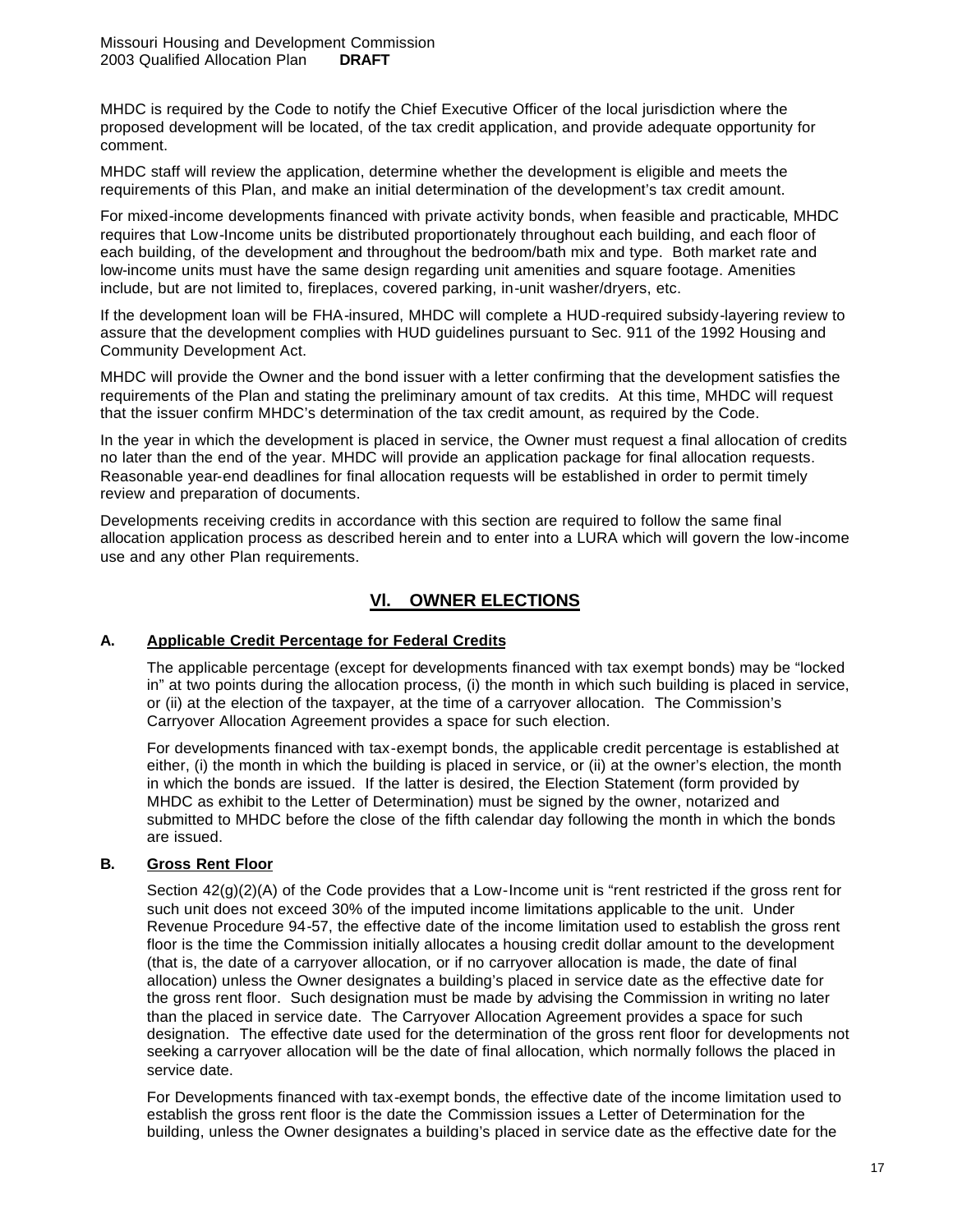MHDC is required by the Code to notify the Chief Executive Officer of the local jurisdiction where the proposed development will be located, of the tax credit application, and provide adequate opportunity for comment.

MHDC staff will review the application, determine whether the development is eligible and meets the requirements of this Plan, and make an initial determination of the development's tax credit amount.

For mixed-income developments financed with private activity bonds, when feasible and practicable, MHDC requires that Low-Income units be distributed proportionately throughout each building, and each floor of each building, of the development and throughout the bedroom/bath mix and type. Both market rate and low-income units must have the same design regarding unit amenities and square footage. Amenities include, but are not limited to, fireplaces, covered parking, in-unit washer/dryers, etc.

If the development loan will be FHA-insured, MHDC will complete a HUD-required subsidy-layering review to assure that the development complies with HUD guidelines pursuant to Sec. 911 of the 1992 Housing and Community Development Act.

MHDC will provide the Owner and the bond issuer with a letter confirming that the development satisfies the requirements of the Plan and stating the preliminary amount of tax credits. At this time, MHDC will request that the issuer confirm MHDC's determination of the tax credit amount, as required by the Code.

In the year in which the development is placed in service, the Owner must request a final allocation of credits no later than the end of the year. MHDC will provide an application package for final allocation requests. Reasonable year-end deadlines for final allocation requests will be established in order to permit timely review and preparation of documents.

Developments receiving credits in accordance with this section are required to follow the same final allocation application process as described herein and to enter into a LURA which will govern the low-income use and any other Plan requirements.

## VI. OWNER ELECTIONS

### A. Applicable Credit Percentage for Federal Credits

The applicable percentage (except for developments financed with tax exempt bonds) may be "locked in" at two points during the allocation process, (i) the month in which such building is placed in service, or (ii) at the election of the taxpayer, at the time of a carryover allocation. The Commission's Carryover Allocation Agreement provides a space for such election.

For developments financed with tax-exempt bonds, the applicable credit percentage is established at either, (i) the month in which the building is placed in service, or (ii) at the owner's election, the month in which the bonds are issued. If the latter is desired, the Election Statement (form provided by MHDC as exhibit to the Letter of Determination) must be signed by the owner, notarized and submitted to MHDC before the close of the fifth calendar day following the month in which the bonds are issued.

### B. Gross Rent Floor

Section 42(g)(2)(A) of the Code provides that a Low-Income unit is "rent restricted if the gross rent for such unit does not exceed 30% of the imputed income limitations applicable to the unit. Under Revenue Procedure 94-57, the effective date of the income limitation used to establish the gross rent floor is the time the Commission initially allocates a housing credit dollar amount to the development (that is, the date of a carryover allocation, or if no carryover allocation is made, the date of final allocation) unless the Owner designates a building's placed in service date as the effective date for the gross rent floor. Such designation must be made by advising the Commission in writing no later than the placed in service date. The Carryover Allocation Agreement provides a space for such designation. The effective date used for the determination of the gross rent floor for developments not seeking a carryover allocation will be the date of final allocation, which normally follows the placed in service date.

For Developments financed with tax-exempt bonds, the effective date of the income limitation used to establish the gross rent floor is the date the Commission issues a Letter of Determination for the building, unless the Owner designates a building's placed in service date as the effective date for the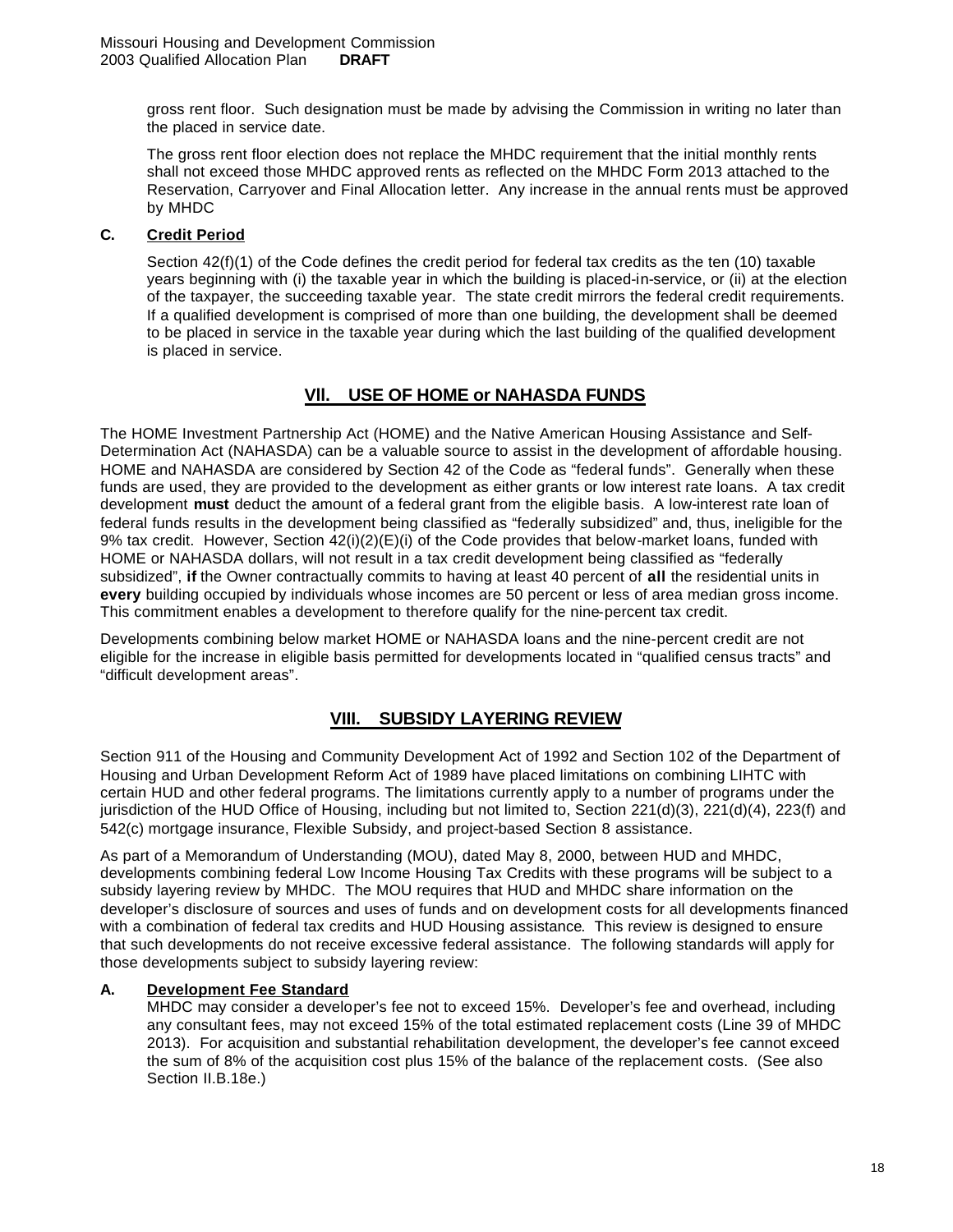gross rent floor. Such designation must be made by advising the Commission in writing no later than the placed in service date.

The gross rent floor election does not replace the MHDC requirement that the initial monthly rents shall not exceed those MHDC approved rents as reflected on the MHDC Form 2013 attached to the Reservation, Carryover and Final Allocation letter. Any increase in the annual rents must be approved by MHDC

### C. Credit Period

Section 42(f)(1) of the Code defines the credit period for federal tax credits as the ten (10) taxable years beginning with (i) the taxable year in which the building is placed-in-service, or (ii) at the election of the taxpayer, the succeeding taxable year. The state credit mirrors the federal credit requirements. If a qualified development is comprised of more than one building, the development shall be deemed to be placed in service in the taxable year during which the last building of the qualified development is placed in service.

## VII. USE OF HOME or NAHASDA FUNDS

The HOME Investment Partnership Act (HOME) and the Native American Housing Assistance and Self-Determination Act (NAHASDA) can be a valuable source to assist in the development of affordable housing. HOME and NAHASDA are considered by Section 42 of the Code as "federal funds". Generally when these funds are used, they are provided to the development as either grants or low interest rate loans. A tax credit development **must** deduct the amount of a federal grant from the eligible basis. A low-interest rate loan of federal funds results in the development being classified as "federally subsidized" and, thus, ineligible for the 9% tax credit. However, Section 42(i)(2)(E)(i) of the Code provides that below-market loans, funded with HOME or NAHASDA dollars, will not result in a tax credit development being classified as "federally subsidized", **if** the Owner contractually commits to having at least 40 percent of **all** the residential units in **every** building occupied by individuals whose incomes are 50 percent or less of area median gross income. This commitment enables a development to therefore qualify for the nine-percent tax credit.

Developments combining below market HOME or NAHASDA loans and the nine-percent credit are not eligible for the increase in eligible basis permitted for developments located in "qualified census tracts" and "difficult development areas".

## VIII. SUBSIDY LAYERING REVIEW

Section 911 of the Housing and Community Development Act of 1992 and Section 102 of the Department of Housing and Urban Development Reform Act of 1989 have placed limitations on combining LIHTC with certain HUD and other federal programs. The limitations currently apply to a number of programs under the jurisdiction of the HUD Office of Housing, including but not limited to, Section 221(d)(3), 221(d)(4), 223(f) and 542(c) mortgage insurance, Flexible Subsidy, and project-based Section 8 assistance.

As part of a Memorandum of Understanding (MOU), dated May 8, 2000, between HUD and MHDC, developments combining federal Low Income Housing Tax Credits with these programs will be subject to a subsidy layering review by MHDC. The MOU requires that HUD and MHDC share information on the developer's disclosure of sources and uses of funds and on development costs for all developments financed with a combination of federal tax credits and HUD Housing assistance. This review is designed to ensure that such developments do not receive excessive federal assistance. The following standards will apply for those developments subject to subsidy layering review:

### A. Development Fee Standard

MHDC may consider a developer's fee not to exceed 15%. Developer's fee and overhead, including any consultant fees, may not exceed 15% of the total estimated replacement costs (Line 39 of MHDC 2013). For acquisition and substantial rehabilitation development, the developer's fee cannot exceed the sum of 8% of the acquisition cost plus 15% of the balance of the replacement costs. (See also Section II.B.18e.)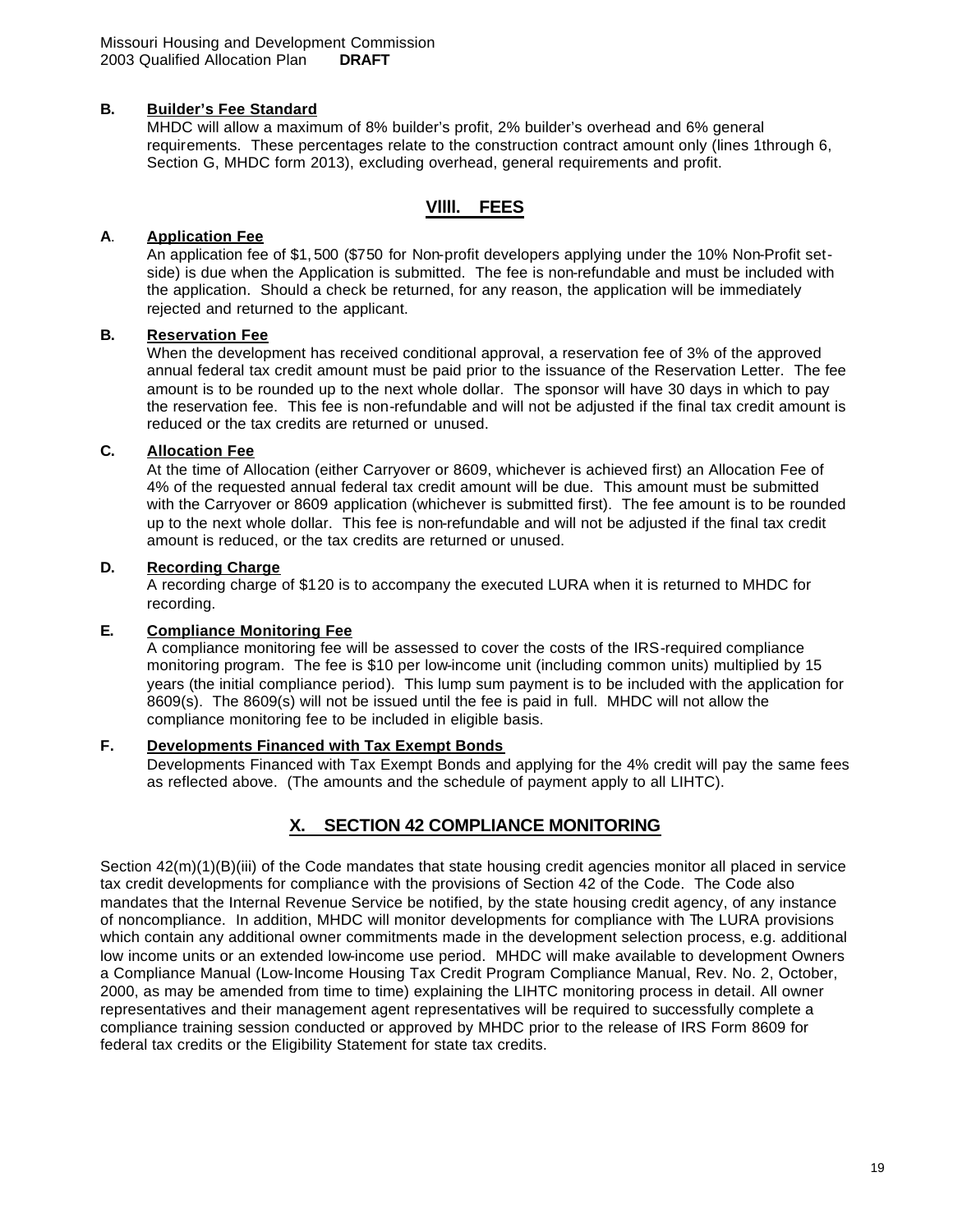### B. Builder's Fee Standard

MHDC will allow a maximum of 8% builder's profit, 2% builder's overhead and 6% general requirements. These percentages relate to the construction contract amount only (lines 1through 6, Section G, MHDC form 2013), excluding overhead, general requirements and profit.

## VIIII. FEES

### A. Application Fee

An application fee of $1,500 ($750 for Non-profit developers applying under the 10% Non-Profit set-side) is due when the Application is submitted. The fee is non-refundable and must be included with the application. Should a check be returned, for any reason, the application will be immediately rejected and returned to the applicant.

### B. Reservation Fee

When the development has received conditional approval, a reservation fee of 3% of the approved annual federal tax credit amount must be paid prior to the issuance of the Reservation Letter. The fee amount is to be rounded up to the next whole dollar. The sponsor will have 30 days in which to pay the reservation fee. This fee is non-refundable and will not be adjusted if the final tax credit amount is reduced or the tax credits are returned or unused.

### C. Allocation Fee

At the time of Allocation (either Carryover or 8609, whichever is achieved first) an Allocation Fee of 4% of the requested annual federal tax credit amount will be due. This amount must be submitted with the Carryover or 8609 application (whichever is submitted first). The fee amount is to be rounded up to the next whole dollar. This fee is non-refundable and will not be adjusted if the final tax credit amount is reduced, or the tax credits are returned or unused.

### D. Recording Charge

A recording charge of $120 is to accompany the executed LURA when it is returned to MHDC for recording.

### E. Compliance Monitoring Fee

A compliance monitoring fee will be assessed to cover the costs of the IRS-required compliance monitoring program. The fee is $10 per low-income unit (including common units) multiplied by 15 years (the initial compliance period). This lump sum payment is to be included with the application for 8609(s). The 8609(s) will not be issued until the fee is paid in full. MHDC will not allow the compliance monitoring fee to be included in eligible basis.

### F. Developments Financed with Tax Exempt Bonds

Developments Financed with Tax Exempt Bonds and applying for the 4% credit will pay the same fees as reflected above. (The amounts and the schedule of payment apply to all LIHTC).

## X. SECTION 42 COMPLIANCE MONITORING

Section 42(m)(1)(B)(iii) of the Code mandates that state housing credit agencies monitor all placed in service tax credit developments for compliance with the provisions of Section 42 of the Code. The Code also mandates that the Internal Revenue Service be notified, by the state housing credit agency, of any instance of noncompliance. In addition, MHDC will monitor developments for compliance with The LURA provisions which contain any additional owner commitments made in the development selection process, e.g. additional low income units or an extended low-income use period. MHDC will make available to development Owners a Compliance Manual (Low-Income Housing Tax Credit Program Compliance Manual, Rev. No. 2, October, 2000, as may be amended from time to time) explaining the LIHTC monitoring process in detail. All owner representatives and their management agent representatives will be required to successfully complete a compliance training session conducted or approved by MHDC prior to the release of IRS Form 8609 for federal tax credits or the Eligibility Statement for state tax credits.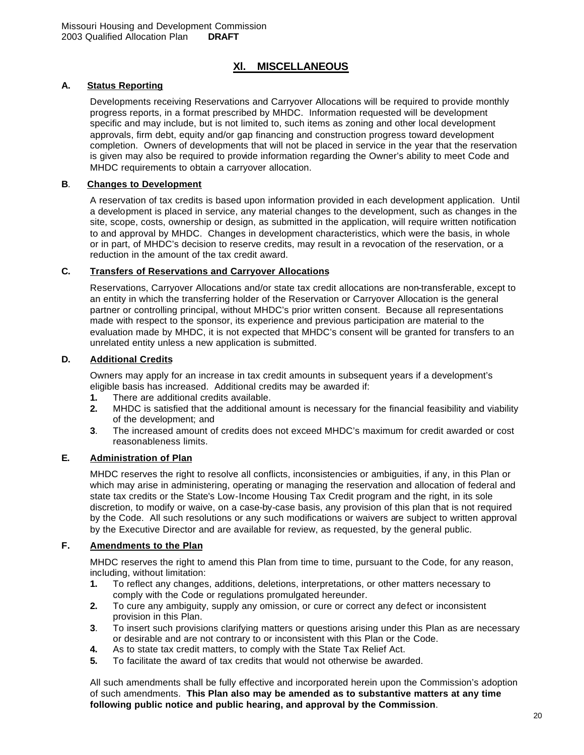# XI. MISCELLANEOUS

## A. Status Reporting

Developments receiving Reservations and Carryover Allocations will be required to provide monthly progress reports, in a format prescribed by MHDC. Information requested will be development specific and may include, but is not limited to, such items as zoning and other local development approvals, firm debt, equity and/or gap financing and construction progress toward development completion. Owners of developments that will not be placed in service in the year that the reservation is given may also be required to provide information regarding the Owner's ability to meet Code and MHDC requirements to obtain a carryover allocation.

## B. Changes to Development

A reservation of tax credits is based upon information provided in each development application. Until a development is placed in service, any material changes to the development, such as changes in the site, scope, costs, ownership or design, as submitted in the application, will require written notification to and approval by MHDC. Changes in development characteristics, which were the basis, in whole or in part, of MHDC's decision to reserve credits, may result in a revocation of the reservation, or a reduction in the amount of the tax credit award.

## C. Transfers of Reservations and Carryover Allocations

Reservations, Carryover Allocations and/or state tax credit allocations are non-transferable, except to an entity in which the transferring holder of the Reservation or Carryover Allocation is the general partner or controlling principal, without MHDC's prior written consent. Because all representations made with respect to the sponsor, its experience and previous participation are material to the evaluation made by MHDC, it is not expected that MHDC's consent will be granted for transfers to an unrelated entity unless a new application is submitted.

## D. Additional Credits

Owners may apply for an increase in tax credit amounts in subsequent years if a development's eligible basis has increased. Additional credits may be awarded if:

1. There are additional credits available.
2. MHDC is satisfied that the additional amount is necessary for the financial feasibility and viability of the development; and
3. The increased amount of credits does not exceed MHDC's maximum for credit awarded or cost reasonableness limits.

## E. Administration of Plan

MHDC reserves the right to resolve all conflicts, inconsistencies or ambiguities, if any, in this Plan or which may arise in administering, operating or managing the reservation and allocation of federal and state tax credits or the State's Low-Income Housing Tax Credit program and the right, in its sole discretion, to modify or waive, on a case-by-case basis, any provision of this plan that is not required by the Code. All such resolutions or any such modifications or waivers are subject to written approval by the Executive Director and are available for review, as requested, by the general public.

## F. Amendments to the Plan

MHDC reserves the right to amend this Plan from time to time, pursuant to the Code, for any reason, including, without limitation:

1. To reflect any changes, additions, deletions, interpretations, or other matters necessary to comply with the Code or regulations promulgated hereunder.
2. To cure any ambiguity, supply any omission, or cure or correct any defect or inconsistent provision in this Plan.
3. To insert such provisions clarifying matters or questions arising under this Plan as are necessary or desirable and are not contrary to or inconsistent with this Plan or the Code.
4. As to state tax credit matters, to comply with the State Tax Relief Act.
5. To facilitate the award of tax credits that would not otherwise be awarded.

All such amendments shall be fully effective and incorporated herein upon the Commission's adoption of such amendments. **This Plan also may be amended as to substantive matters at any time following public notice and public hearing, and approval by the Commission**.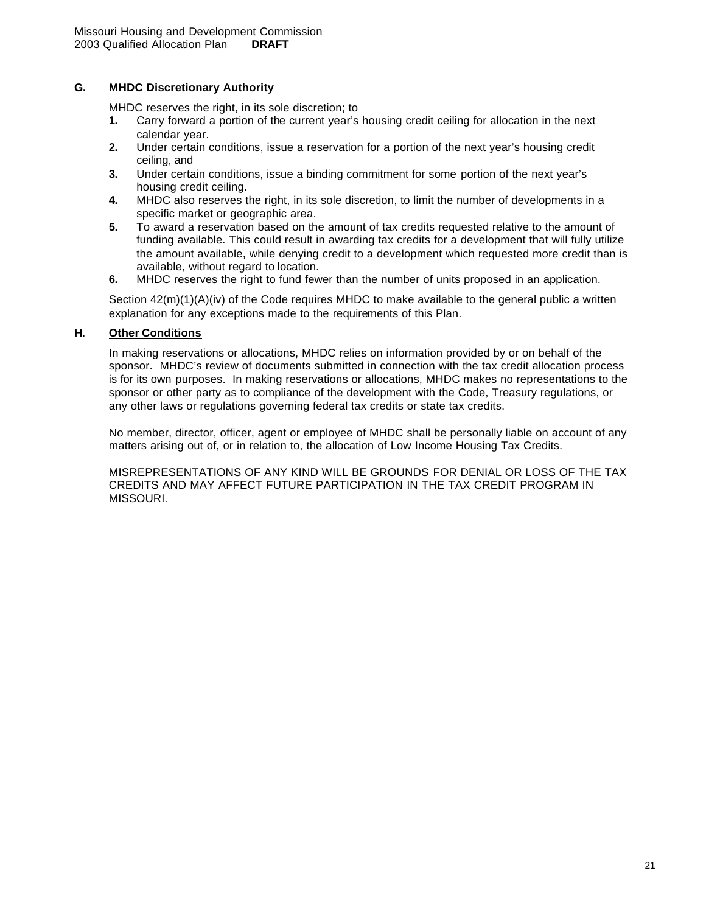### G. MHDC Discretionary Authority

MHDC reserves the right, in its sole discretion; to

1. Carry forward a portion of the current year's housing credit ceiling for allocation in the next calendar year.
2. Under certain conditions, issue a reservation for a portion of the next year's housing credit ceiling, and
3. Under certain conditions, issue a binding commitment for some portion of the next year's housing credit ceiling.
4. MHDC also reserves the right, in its sole discretion, to limit the number of developments in a specific market or geographic area.
5. To award a reservation based on the amount of tax credits requested relative to the amount of funding available. This could result in awarding tax credits for a development that will fully utilize the amount available, while denying credit to a development which requested more credit than is available, without regard to location.
6. MHDC reserves the right to fund fewer than the number of units proposed in an application.

Section 42(m)(1)(A)(iv) of the Code requires MHDC to make available to the general public a written explanation for any exceptions made to the requirements of this Plan.

### H. Other Conditions

In making reservations or allocations, MHDC relies on information provided by or on behalf of the sponsor. MHDC's review of documents submitted in connection with the tax credit allocation process is for its own purposes. In making reservations or allocations, MHDC makes no representations to the sponsor or other party as to compliance of the development with the Code, Treasury regulations, or any other laws or regulations governing federal tax credits or state tax credits.

No member, director, officer, agent or employee of MHDC shall be personally liable on account of any matters arising out of, or in relation to, the allocation of Low Income Housing Tax Credits.

MISREPRESENTATIONS OF ANY KIND WILL BE GROUNDS FOR DENIAL OR LOSS OF THE TAX CREDITS AND MAY AFFECT FUTURE PARTICIPATION IN THE TAX CREDIT PROGRAM IN MISSOURI.